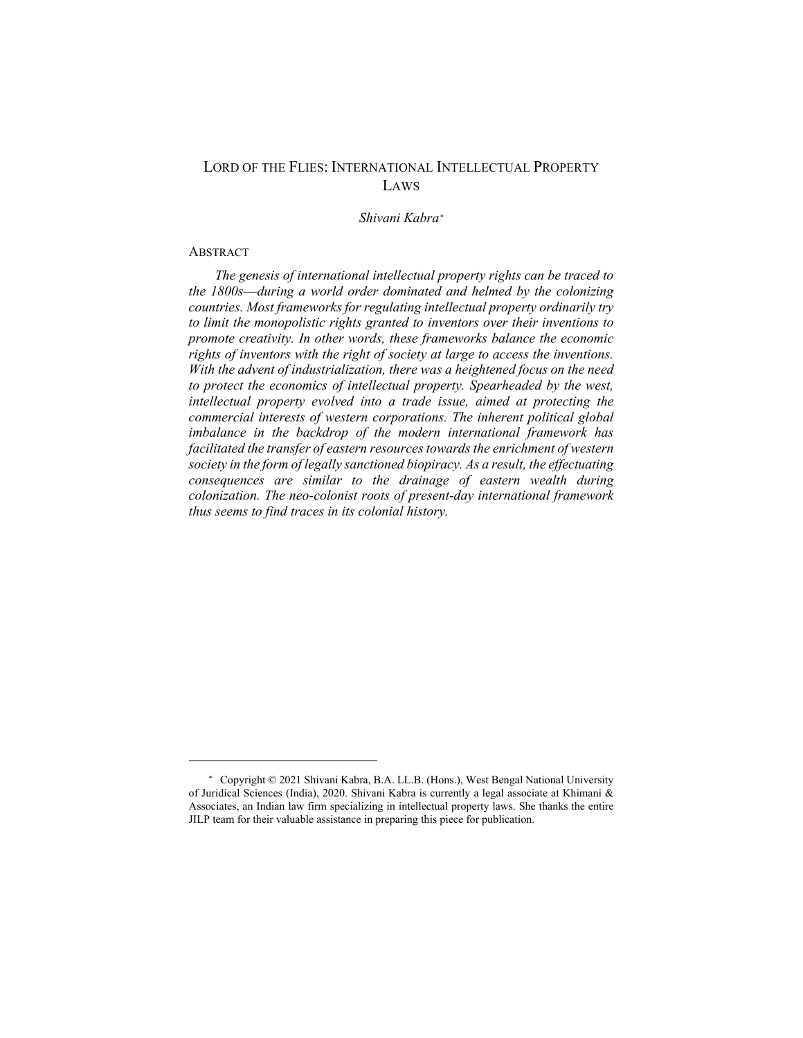# LORD OF THE FLIES: INTERNATIONAL INTELLECTUAL PROPERTY LAWS

*Shivani Kabra*[*]

## ABSTRACT

*The genesis of international intellectual property rights can be traced to the 1800s—during a world order dominated and helmed by the colonizing countries. Most frameworks for regulating intellectual property ordinarily try to limit the monopolistic rights granted to inventors over their inventions to promote creativity. In other words, these frameworks balance the economic rights of inventors with the right of society at large to access the inventions. With the advent of industrialization, there was a heightened focus on the need to protect the economics of intellectual property. Spearheaded by the west, intellectual property evolved into a trade issue, aimed at protecting the commercial interests of western corporations. The inherent political global imbalance in the backdrop of the modern international framework has facilitated the transfer of eastern resources towards the enrichment of western society in the form of legally sanctioned biopiracy. As a result, the effectuating consequences are similar to the drainage of eastern wealth during colonization. The neo-colonist roots of present-day international framework thus seems to find traces in its colonial history.*

---

[*] Copyright © 2021 Shivani Kabra, B.A. LL.B. (Hons.), West Bengal National University of Juridical Sciences (India), 2020. Shivani Kabra is currently a legal associate at Khimani & Associates, an Indian law firm specializing in intellectual property laws. She thanks the entire JILP team for their valuable assistance in preparing this piece for publication.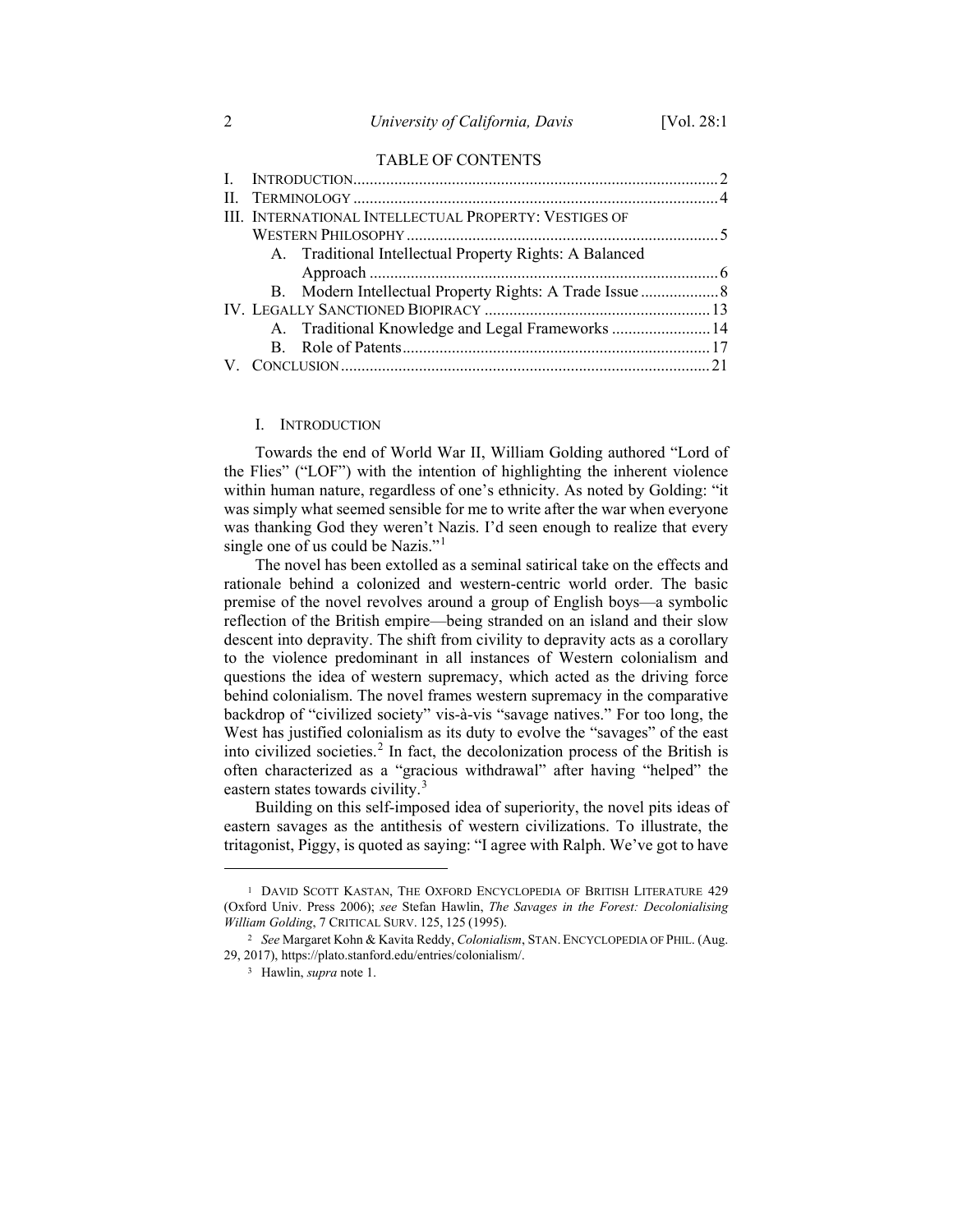## TABLE OF CONTENTS

I. INTRODUCTION ........ 2
II. TERMINOLOGY ........ 4
III. INTERNATIONAL INTELLECTUAL PROPERTY: VESTIGES OF WESTERN PHILOSOPHY ........ 5
  A. Traditional Intellectual Property Rights: A Balanced Approach ........ 6
  B. Modern Intellectual Property Rights: A Trade Issue ........ 8
IV. LEGALLY SANCTIONED BIOPIRACY ........ 13
  A. Traditional Knowledge and Legal Frameworks ........ 14
  B. Role of Patents ........ 17
V. CONCLUSION ........ 21

## I. INTRODUCTION

Towards the end of World War II, William Golding authored "Lord of the Flies" ("LOF") with the intention of highlighting the inherent violence within human nature, regardless of one's ethnicity. As noted by Golding: "it was simply what seemed sensible for me to write after the war when everyone was thanking God they weren't Nazis. I'd seen enough to realize that every single one of us could be Nazis."[1]

The novel has been extolled as a seminal satirical take on the effects and rationale behind a colonized and western-centric world order. The basic premise of the novel revolves around a group of English boys—a symbolic reflection of the British empire—being stranded on an island and their slow descent into depravity. The shift from civility to depravity acts as a corollary to the violence predominant in all instances of Western colonialism and questions the idea of western supremacy, which acted as the driving force behind colonialism. The novel frames western supremacy in the comparative backdrop of "civilized society" vis-à-vis "savage natives." For too long, the West has justified colonialism as its duty to evolve the "savages" of the east into civilized societies.[2] In fact, the decolonization process of the British is often characterized as a "gracious withdrawal" after having "helped" the eastern states towards civility.[3]

Building on this self-imposed idea of superiority, the novel pits ideas of eastern savages as the antithesis of western civilizations. To illustrate, the tritagonist, Piggy, is quoted as saying: "I agree with Ralph. We've got to have

---

[1] DAVID SCOTT KASTAN, THE OXFORD ENCYCLOPEDIA OF BRITISH LITERATURE 429 (Oxford Univ. Press 2006); *see* Stefan Hawlin, *The Savages in the Forest: Decolonialising William Golding*, 7 CRITICAL SURV. 125, 125 (1995).

[2] *See* Margaret Kohn & Kavita Reddy, *Colonialism*, STAN. ENCYCLOPEDIA OF PHIL. (Aug. 29, 2017), https://plato.stanford.edu/entries/colonialism/.

[3] Hawlin, *supra* note 1.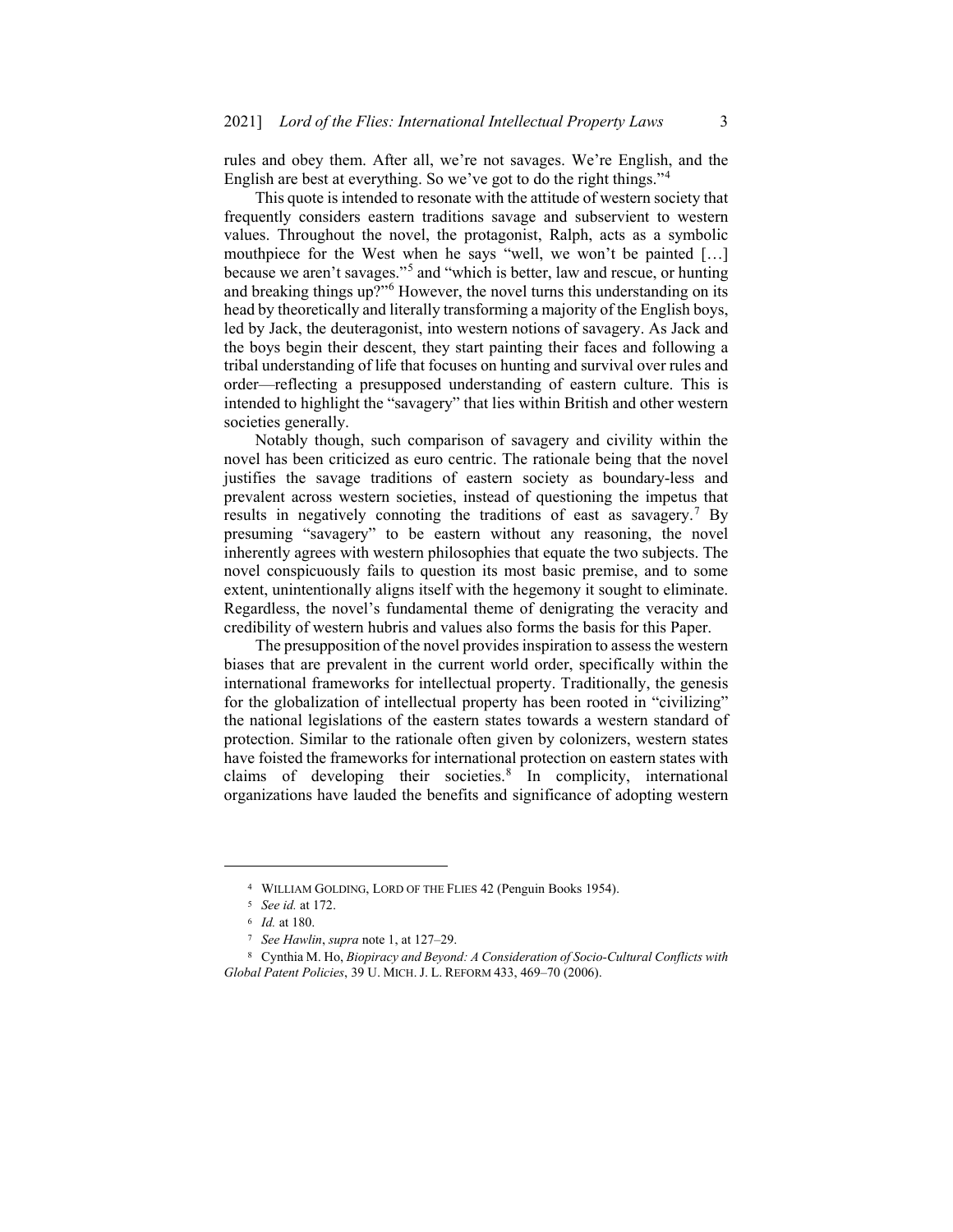rules and obey them. After all, we're not savages. We're English, and the English are best at everything. So we've got to do the right things."[4]

This quote is intended to resonate with the attitude of western society that frequently considers eastern traditions savage and subservient to western values. Throughout the novel, the protagonist, Ralph, acts as a symbolic mouthpiece for the West when he says "well, we won't be painted […] because we aren't savages."[5] and "which is better, law and rescue, or hunting and breaking things up?"[6] However, the novel turns this understanding on its head by theoretically and literally transforming a majority of the English boys, led by Jack, the deuteragonist, into western notions of savagery. As Jack and the boys begin their descent, they start painting their faces and following a tribal understanding of life that focuses on hunting and survival over rules and order—reflecting a presupposed understanding of eastern culture. This is intended to highlight the "savagery" that lies within British and other western societies generally.

Notably though, such comparison of savagery and civility within the novel has been criticized as euro centric. The rationale being that the novel justifies the savage traditions of eastern society as boundary-less and prevalent across western societies, instead of questioning the impetus that results in negatively connoting the traditions of east as savagery.[7] By presuming "savagery" to be eastern without any reasoning, the novel inherently agrees with western philosophies that equate the two subjects. The novel conspicuously fails to question its most basic premise, and to some extent, unintentionally aligns itself with the hegemony it sought to eliminate. Regardless, the novel's fundamental theme of denigrating the veracity and credibility of western hubris and values also forms the basis for this Paper.

The presupposition of the novel provides inspiration to assess the western biases that are prevalent in the current world order, specifically within the international frameworks for intellectual property. Traditionally, the genesis for the globalization of intellectual property has been rooted in "civilizing" the national legislations of the eastern states towards a western standard of protection. Similar to the rationale often given by colonizers, western states have foisted the frameworks for international protection on eastern states with claims of developing their societies.[8] In complicity, international organizations have lauded the benefits and significance of adopting western

---

[4] WILLIAM GOLDING, LORD OF THE FLIES 42 (Penguin Books 1954).

[5] *See id.* at 172.

[6] *Id.* at 180.

[7] *See Hawlin*, *supra* note 1, at 127–29.

[8] Cynthia M. Ho, *Biopiracy and Beyond: A Consideration of Socio-Cultural Conflicts with Global Patent Policies*, 39 U. MICH. J. L. REFORM 433, 469–70 (2006).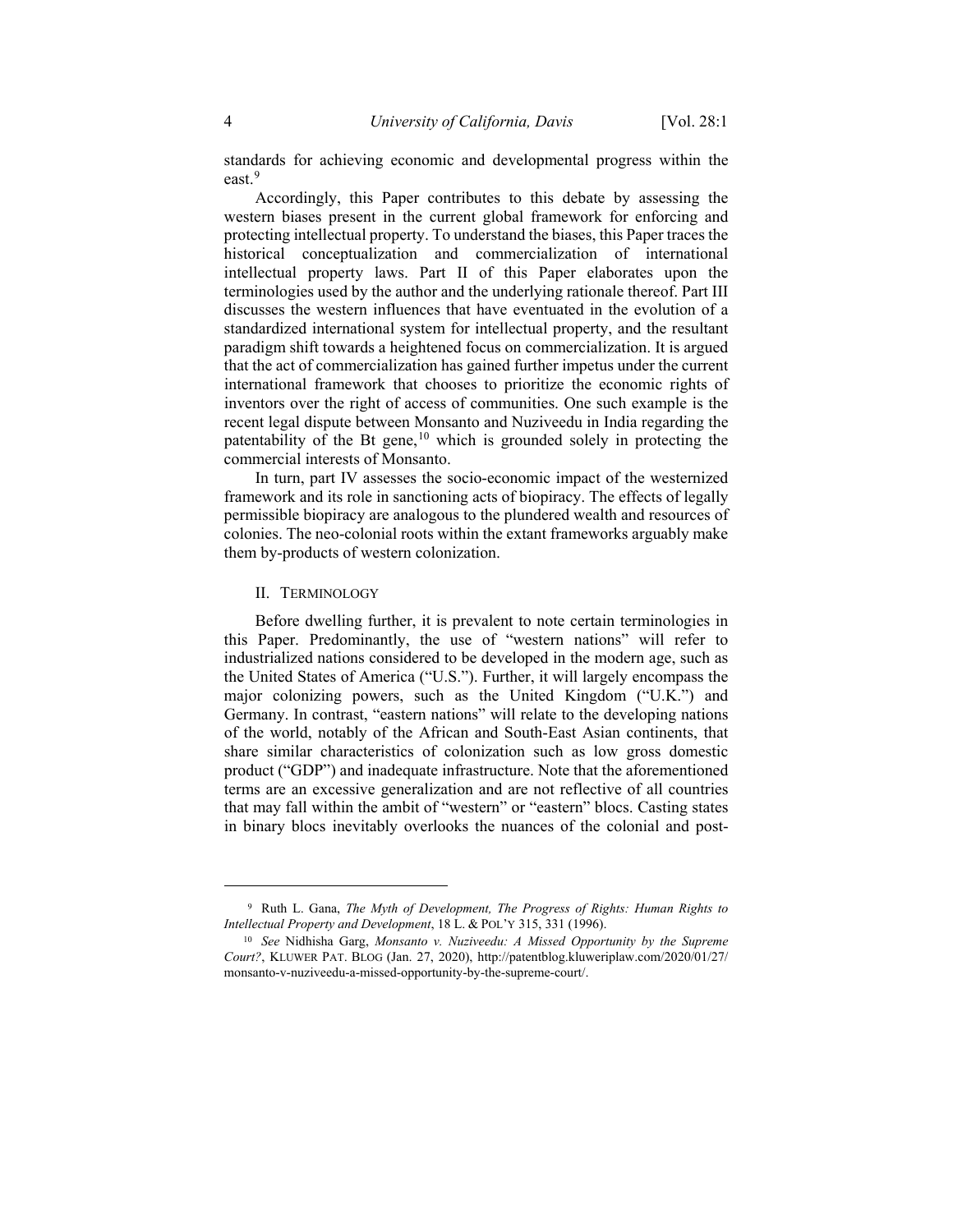standards for achieving economic and developmental progress within the east.[9]

Accordingly, this Paper contributes to this debate by assessing the western biases present in the current global framework for enforcing and protecting intellectual property. To understand the biases, this Paper traces the historical conceptualization and commercialization of international intellectual property laws. Part II of this Paper elaborates upon the terminologies used by the author and the underlying rationale thereof. Part III discusses the western influences that have eventuated in the evolution of a standardized international system for intellectual property, and the resultant paradigm shift towards a heightened focus on commercialization. It is argued that the act of commercialization has gained further impetus under the current international framework that chooses to prioritize the economic rights of inventors over the right of access of communities. One such example is the recent legal dispute between Monsanto and Nuziveedu in India regarding the patentability of the Bt gene,[10] which is grounded solely in protecting the commercial interests of Monsanto.

In turn, part IV assesses the socio-economic impact of the westernized framework and its role in sanctioning acts of biopiracy. The effects of legally permissible biopiracy are analogous to the plundered wealth and resources of colonies. The neo-colonial roots within the extant frameworks arguably make them by-products of western colonization.

## II. TERMINOLOGY

Before dwelling further, it is prevalent to note certain terminologies in this Paper. Predominantly, the use of "western nations" will refer to industrialized nations considered to be developed in the modern age, such as the United States of America ("U.S."). Further, it will largely encompass the major colonizing powers, such as the United Kingdom ("U.K.") and Germany. In contrast, "eastern nations" will relate to the developing nations of the world, notably of the African and South-East Asian continents, that share similar characteristics of colonization such as low gross domestic product ("GDP") and inadequate infrastructure. Note that the aforementioned terms are an excessive generalization and are not reflective of all countries that may fall within the ambit of "western" or "eastern" blocs. Casting states in binary blocs inevitably overlooks the nuances of the colonial and post-

---

[9] Ruth L. Gana, *The Myth of Development, The Progress of Rights: Human Rights to Intellectual Property and Development*, 18 L. & POL'Y 315, 331 (1996).

[10] *See* Nidhisha Garg, *Monsanto v. Nuziveedu: A Missed Opportunity by the Supreme Court?*, KLUWER PAT. BLOG (Jan. 27, 2020), http://patentblog.kluweriplaw.com/2020/01/27/monsanto-v-nuziveedu-a-missed-opportunity-by-the-supreme-court/.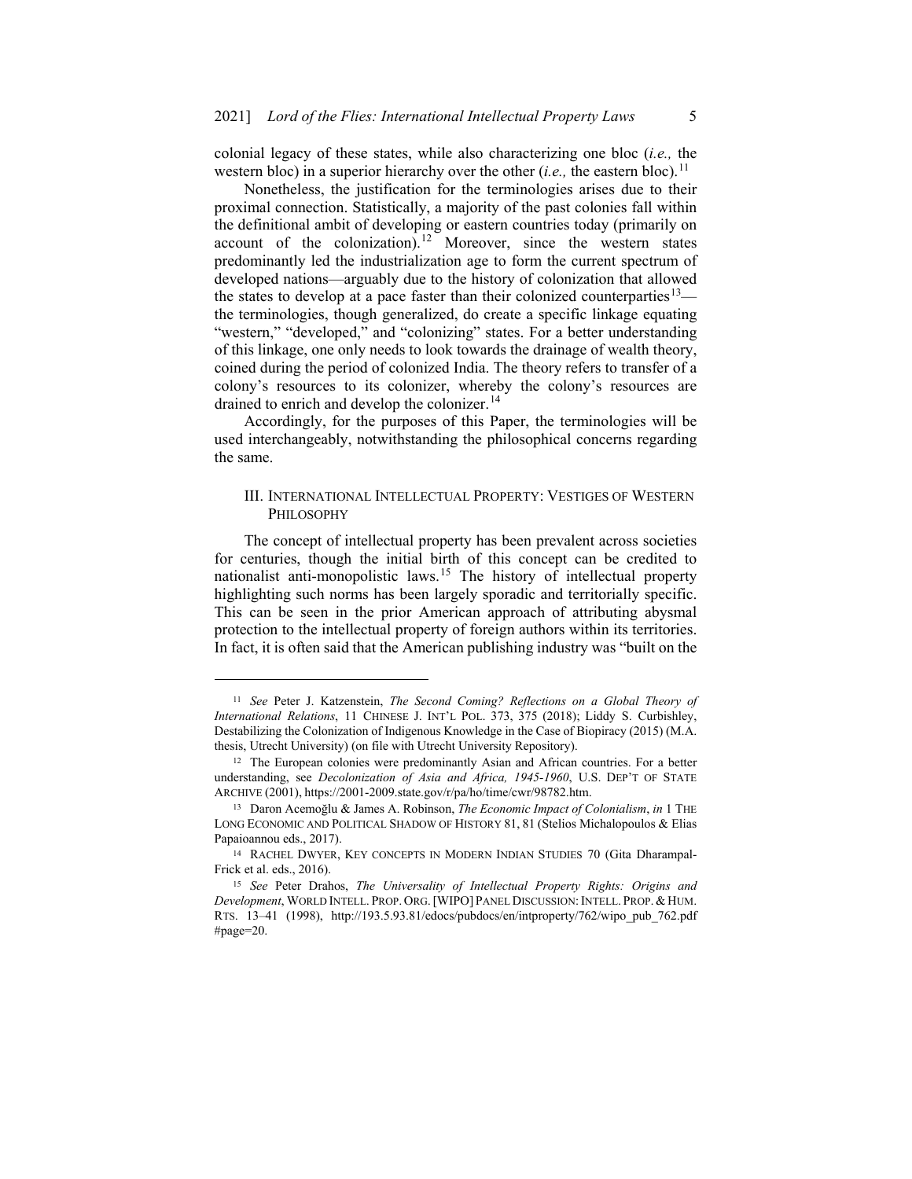colonial legacy of these states, while also characterizing one bloc (*i.e.,* the western bloc) in a superior hierarchy over the other (*i.e.,* the eastern bloc).[11]

Nonetheless, the justification for the terminologies arises due to their proximal connection. Statistically, a majority of the past colonies fall within the definitional ambit of developing or eastern countries today (primarily on account of the colonization).[12] Moreover, since the western states predominantly led the industrialization age to form the current spectrum of developed nations—arguably due to the history of colonization that allowed the states to develop at a pace faster than their colonized counterparties[13]—the terminologies, though generalized, do create a specific linkage equating "western," "developed," and "colonizing" states. For a better understanding of this linkage, one only needs to look towards the drainage of wealth theory, coined during the period of colonized India. The theory refers to transfer of a colony's resources to its colonizer, whereby the colony's resources are drained to enrich and develop the colonizer.[14]

Accordingly, for the purposes of this Paper, the terminologies will be used interchangeably, notwithstanding the philosophical concerns regarding the same.

## III. International Intellectual Property: Vestiges of Western Philosophy

The concept of intellectual property has been prevalent across societies for centuries, though the initial birth of this concept can be credited to nationalist anti-monopolistic laws.[15] The history of intellectual property highlighting such norms has been largely sporadic and territorially specific. This can be seen in the prior American approach of attributing abysmal protection to the intellectual property of foreign authors within its territories. In fact, it is often said that the American publishing industry was "built on the

---

[11] *See* Peter J. Katzenstein, *The Second Coming? Reflections on a Global Theory of International Relations*, 11 Chinese J. Int'l Pol. 373, 375 (2018); Liddy S. Curbishley, Destabilizing the Colonization of Indigenous Knowledge in the Case of Biopiracy (2015) (M.A. thesis, Utrecht University) (on file with Utrecht University Repository).

[12] The European colonies were predominantly Asian and African countries. For a better understanding, see *Decolonization of Asia and Africa, 1945-1960*, U.S. Dep't of State Archive (2001), https://2001-2009.state.gov/r/pa/ho/time/cwr/98782.htm.

[13] Daron Acemoğlu & James A. Robinson, *The Economic Impact of Colonialism*, *in* 1 The Long Economic and Political Shadow of History 81, 81 (Stelios Michalopoulos & Elias Papaioannou eds., 2017).

[14] Rachel Dwyer, Key concepts in Modern Indian Studies 70 (Gita Dharampal-Frick et al. eds., 2016).

[15] *See* Peter Drahos, *The Universality of Intellectual Property Rights: Origins and Development*, World Intell. Prop. Org. [WIPO] Panel Discussion: Intell. Prop. & Hum. Rts. 13–41 (1998), http://193.5.93.81/edocs/pubdocs/en/intproperty/762/wipo_pub_762.pdf #page=20.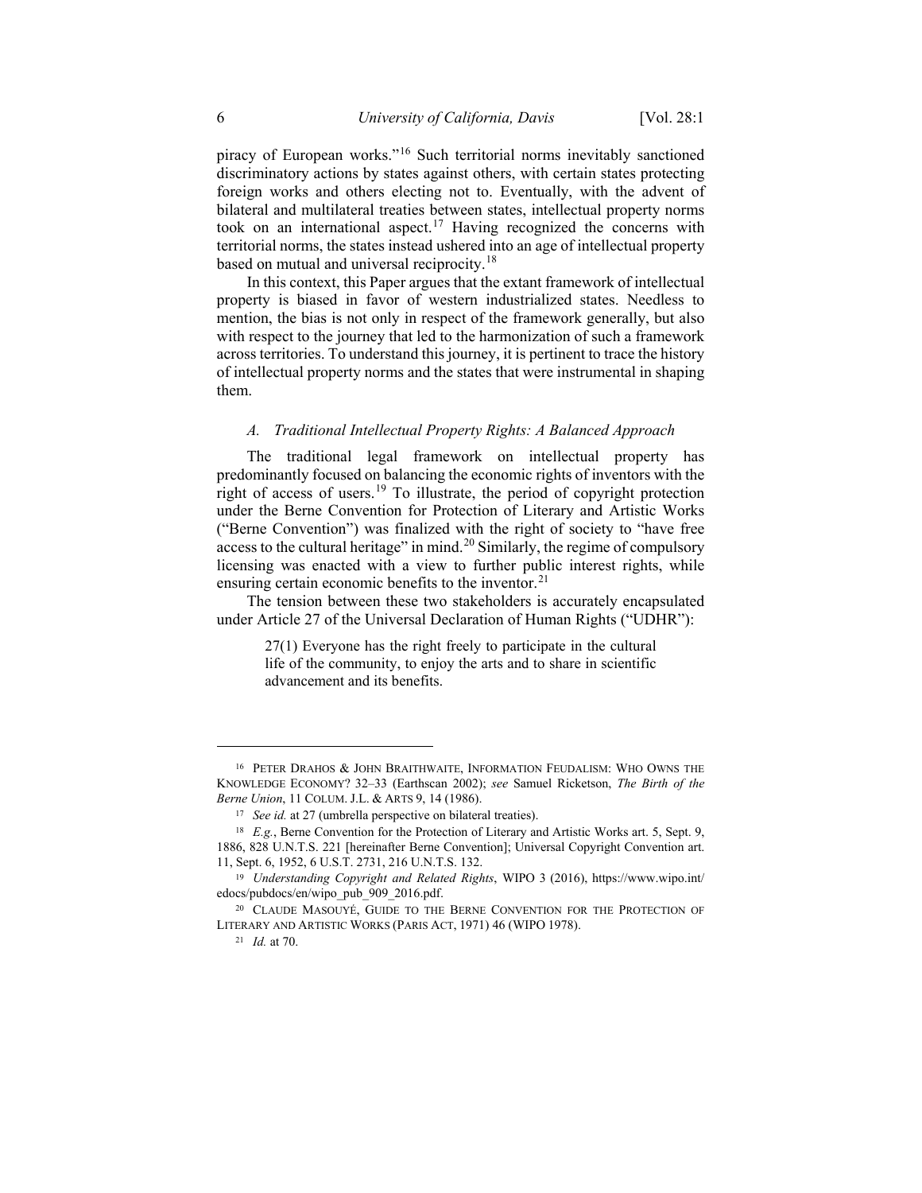piracy of European works."[16] Such territorial norms inevitably sanctioned discriminatory actions by states against others, with certain states protecting foreign works and others electing not to. Eventually, with the advent of bilateral and multilateral treaties between states, intellectual property norms took on an international aspect.[17] Having recognized the concerns with territorial norms, the states instead ushered into an age of intellectual property based on mutual and universal reciprocity.[18]

In this context, this Paper argues that the extant framework of intellectual property is biased in favor of western industrialized states. Needless to mention, the bias is not only in respect of the framework generally, but also with respect to the journey that led to the harmonization of such a framework across territories. To understand this journey, it is pertinent to trace the history of intellectual property norms and the states that were instrumental in shaping them.

### *A. Traditional Intellectual Property Rights: A Balanced Approach*

The traditional legal framework on intellectual property has predominantly focused on balancing the economic rights of inventors with the right of access of users.[19] To illustrate, the period of copyright protection under the Berne Convention for Protection of Literary and Artistic Works ("Berne Convention") was finalized with the right of society to "have free access to the cultural heritage" in mind.[20] Similarly, the regime of compulsory licensing was enacted with a view to further public interest rights, while ensuring certain economic benefits to the inventor.[21]

The tension between these two stakeholders is accurately encapsulated under Article 27 of the Universal Declaration of Human Rights ("UDHR"):

> 27(1) Everyone has the right freely to participate in the cultural life of the community, to enjoy the arts and to share in scientific advancement and its benefits.

---

[16] PETER DRAHOS & JOHN BRAITHWAITE, INFORMATION FEUDALISM: WHO OWNS THE KNOWLEDGE ECONOMY? 32–33 (Earthscan 2002); *see* Samuel Ricketson, *The Birth of the Berne Union*, 11 COLUM. J.L. & ARTS 9, 14 (1986).

[17] *See id.* at 27 (umbrella perspective on bilateral treaties).

[18] *E.g.*, Berne Convention for the Protection of Literary and Artistic Works art. 5, Sept. 9, 1886, 828 U.N.T.S. 221 [hereinafter Berne Convention]; Universal Copyright Convention art. 11, Sept. 6, 1952, 6 U.S.T. 2731, 216 U.N.T.S. 132.

[19] *Understanding Copyright and Related Rights*, WIPO 3 (2016), https://www.wipo.int/edocs/pubdocs/en/wipo_pub_909_2016.pdf.

[20] CLAUDE MASOUYÉ, GUIDE TO THE BERNE CONVENTION FOR THE PROTECTION OF LITERARY AND ARTISTIC WORKS (PARIS ACT, 1971) 46 (WIPO 1978).

[21] *Id.* at 70.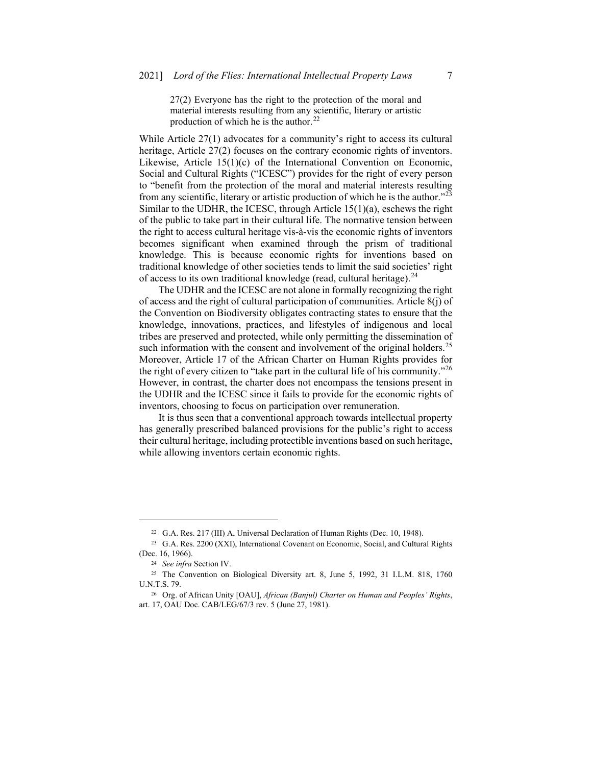> 27(2) Everyone has the right to the protection of the moral and material interests resulting from any scientific, literary or artistic production of which he is the author.[22]

While Article 27(1) advocates for a community's right to access its cultural heritage, Article 27(2) focuses on the contrary economic rights of inventors. Likewise, Article 15(1)(c) of the International Convention on Economic, Social and Cultural Rights ("ICESC") provides for the right of every person to "benefit from the protection of the moral and material interests resulting from any scientific, literary or artistic production of which he is the author."[23] Similar to the UDHR, the ICESC, through Article 15(1)(a), eschews the right of the public to take part in their cultural life. The normative tension between the right to access cultural heritage vis-à-vis the economic rights of inventors becomes significant when examined through the prism of traditional knowledge. This is because economic rights for inventions based on traditional knowledge of other societies tends to limit the said societies' right of access to its own traditional knowledge (read, cultural heritage).[24]

The UDHR and the ICESC are not alone in formally recognizing the right of access and the right of cultural participation of communities. Article 8(j) of the Convention on Biodiversity obligates contracting states to ensure that the knowledge, innovations, practices, and lifestyles of indigenous and local tribes are preserved and protected, while only permitting the dissemination of such information with the consent and involvement of the original holders.[25] Moreover, Article 17 of the African Charter on Human Rights provides for the right of every citizen to "take part in the cultural life of his community."[26] However, in contrast, the charter does not encompass the tensions present in the UDHR and the ICESC since it fails to provide for the economic rights of inventors, choosing to focus on participation over remuneration.

It is thus seen that a conventional approach towards intellectual property has generally prescribed balanced provisions for the public's right to access their cultural heritage, including protectible inventions based on such heritage, while allowing inventors certain economic rights.

---

[22] G.A. Res. 217 (III) A, Universal Declaration of Human Rights (Dec. 10, 1948).

[23] G.A. Res. 2200 (XXI), International Covenant on Economic, Social, and Cultural Rights (Dec. 16, 1966).

[24] *See infra* Section IV.

[25] The Convention on Biological Diversity art. 8, June 5, 1992, 31 I.L.M. 818, 1760 U.N.T.S. 79.

[26] Org. of African Unity [OAU], *African (Banjul) Charter on Human and Peoples' Rights*, art. 17, OAU Doc. CAB/LEG/67/3 rev. 5 (June 27, 1981).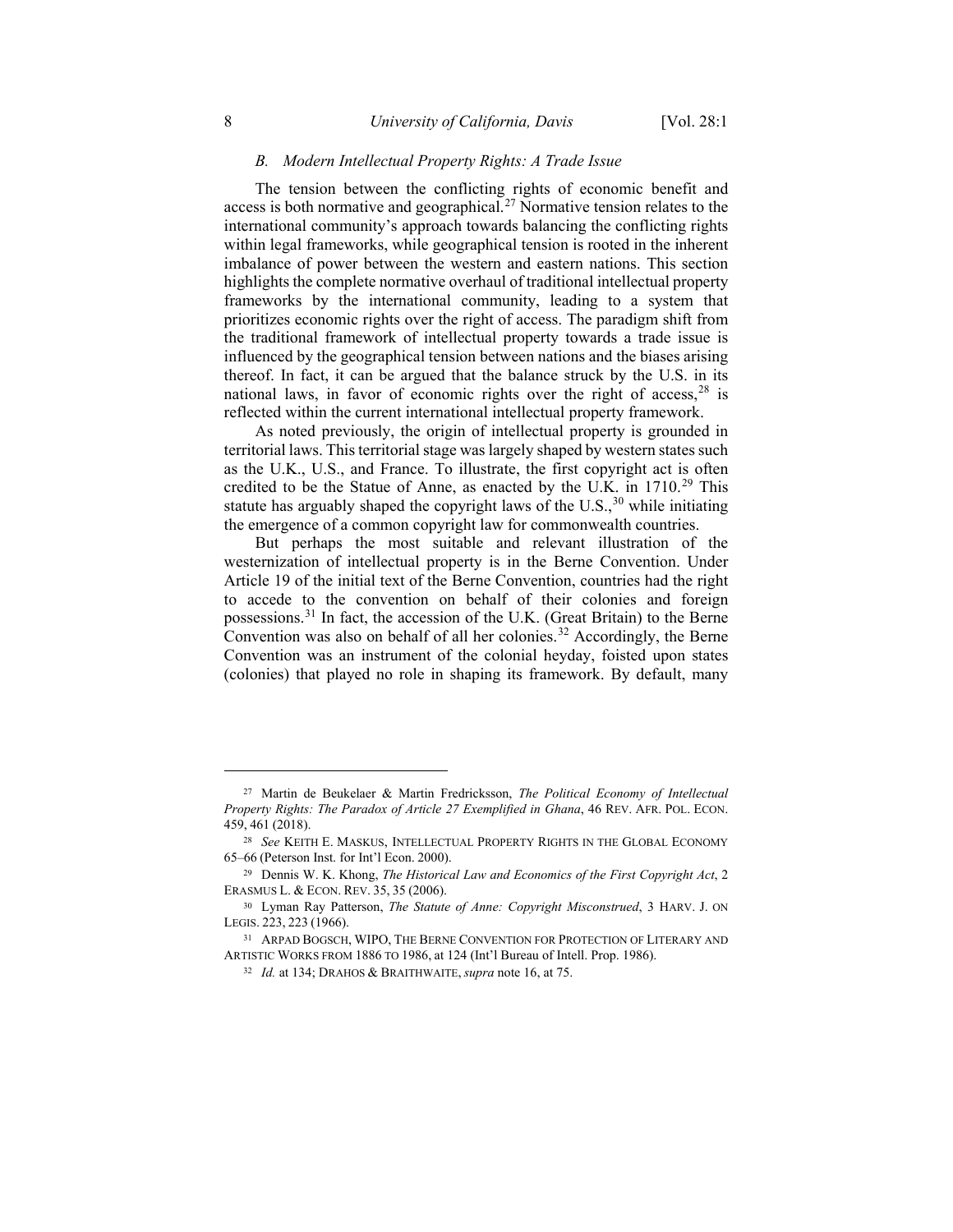### *B. Modern Intellectual Property Rights: A Trade Issue*

The tension between the conflicting rights of economic benefit and access is both normative and geographical.[27] Normative tension relates to the international community's approach towards balancing the conflicting rights within legal frameworks, while geographical tension is rooted in the inherent imbalance of power between the western and eastern nations. This section highlights the complete normative overhaul of traditional intellectual property frameworks by the international community, leading to a system that prioritizes economic rights over the right of access. The paradigm shift from the traditional framework of intellectual property towards a trade issue is influenced by the geographical tension between nations and the biases arising thereof. In fact, it can be argued that the balance struck by the U.S. in its national laws, in favor of economic rights over the right of access,[28] is reflected within the current international intellectual property framework.

As noted previously, the origin of intellectual property is grounded in territorial laws. This territorial stage was largely shaped by western states such as the U.K., U.S., and France. To illustrate, the first copyright act is often credited to be the Statue of Anne, as enacted by the U.K. in 1710.[29] This statute has arguably shaped the copyright laws of the U.S.,[30] while initiating the emergence of a common copyright law for commonwealth countries.

But perhaps the most suitable and relevant illustration of the westernization of intellectual property is in the Berne Convention. Under Article 19 of the initial text of the Berne Convention, countries had the right to accede to the convention on behalf of their colonies and foreign possessions.[31] In fact, the accession of the U.K. (Great Britain) to the Berne Convention was also on behalf of all her colonies.[32] Accordingly, the Berne Convention was an instrument of the colonial heyday, foisted upon states (colonies) that played no role in shaping its framework. By default, many

---

[27] Martin de Beukelaer & Martin Fredricksson, *The Political Economy of Intellectual Property Rights: The Paradox of Article 27 Exemplified in Ghana*, 46 REV. AFR. POL. ECON. 459, 461 (2018).

[28] *See* KEITH E. MASKUS, INTELLECTUAL PROPERTY RIGHTS IN THE GLOBAL ECONOMY 65–66 (Peterson Inst. for Int'l Econ. 2000).

[29] Dennis W. K. Khong, *The Historical Law and Economics of the First Copyright Act*, 2 ERASMUS L. & ECON. REV. 35, 35 (2006).

[30] Lyman Ray Patterson, *The Statute of Anne: Copyright Misconstrued*, 3 HARV. J. ON LEGIS. 223, 223 (1966).

[31] ARPAD BOGSCH, WIPO, THE BERNE CONVENTION FOR PROTECTION OF LITERARY AND ARTISTIC WORKS FROM 1886 TO 1986, at 124 (Int'l Bureau of Intell. Prop. 1986).

[32] *Id.* at 134; DRAHOS & BRAITHWAITE, *supra* note 16, at 75.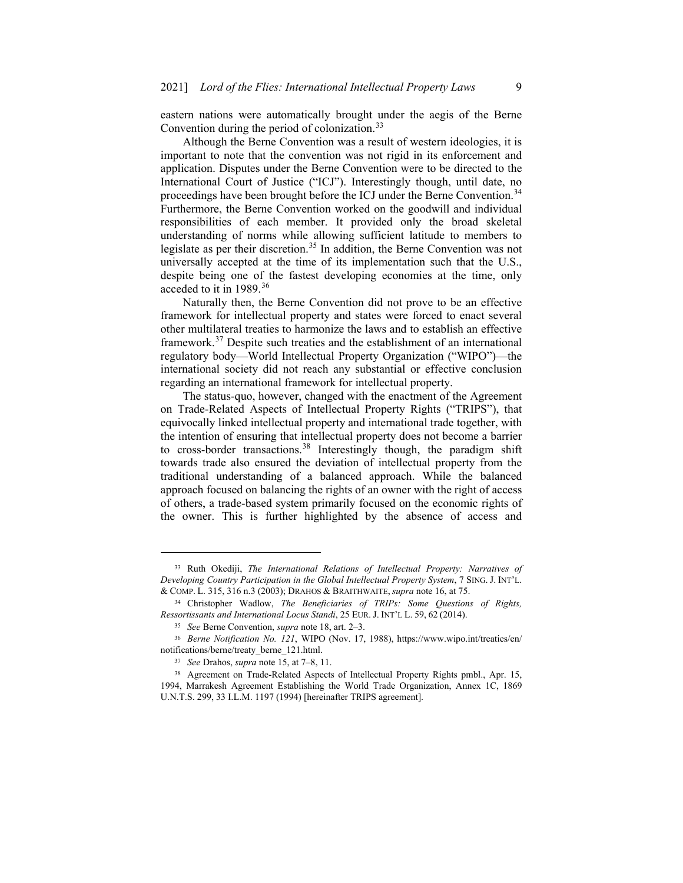eastern nations were automatically brought under the aegis of the Berne Convention during the period of colonization.[33]

Although the Berne Convention was a result of western ideologies, it is important to note that the convention was not rigid in its enforcement and application. Disputes under the Berne Convention were to be directed to the International Court of Justice ("ICJ"). Interestingly though, until date, no proceedings have been brought before the ICJ under the Berne Convention.[34] Furthermore, the Berne Convention worked on the goodwill and individual responsibilities of each member. It provided only the broad skeletal understanding of norms while allowing sufficient latitude to members to legislate as per their discretion.[35] In addition, the Berne Convention was not universally accepted at the time of its implementation such that the U.S., despite being one of the fastest developing economies at the time, only acceded to it in 1989.[36]

Naturally then, the Berne Convention did not prove to be an effective framework for intellectual property and states were forced to enact several other multilateral treaties to harmonize the laws and to establish an effective framework.[37] Despite such treaties and the establishment of an international regulatory body—World Intellectual Property Organization ("WIPO")—the international society did not reach any substantial or effective conclusion regarding an international framework for intellectual property.

The status-quo, however, changed with the enactment of the Agreement on Trade-Related Aspects of Intellectual Property Rights ("TRIPS"), that equivocally linked intellectual property and international trade together, with the intention of ensuring that intellectual property does not become a barrier to cross-border transactions.[38] Interestingly though, the paradigm shift towards trade also ensured the deviation of intellectual property from the traditional understanding of a balanced approach. While the balanced approach focused on balancing the rights of an owner with the right of access of others, a trade-based system primarily focused on the economic rights of the owner. This is further highlighted by the absence of access and

---

[33] Ruth Okediji, *The International Relations of Intellectual Property: Narratives of Developing Country Participation in the Global Intellectual Property System*, 7 SING. J. INT'L. & COMP. L. 315, 316 n.3 (2003); DRAHOS & BRAITHWAITE, *supra* note 16, at 75.

[34] Christopher Wadlow, *The Beneficiaries of TRIPs: Some Questions of Rights, Ressortissants and International Locus Standi*, 25 EUR. J. INT'L L. 59, 62 (2014).

[35] *See* Berne Convention, *supra* note 18, art. 2–3.

[36] *Berne Notification No. 121*, WIPO (Nov. 17, 1988), https://www.wipo.int/treaties/en/notifications/berne/treaty_berne_121.html.

[37] *See* Drahos, *supra* note 15, at 7–8, 11.

[38] Agreement on Trade-Related Aspects of Intellectual Property Rights pmbl., Apr. 15, 1994, Marrakesh Agreement Establishing the World Trade Organization, Annex 1C, 1869 U.N.T.S. 299, 33 I.L.M. 1197 (1994) [hereinafter TRIPS agreement].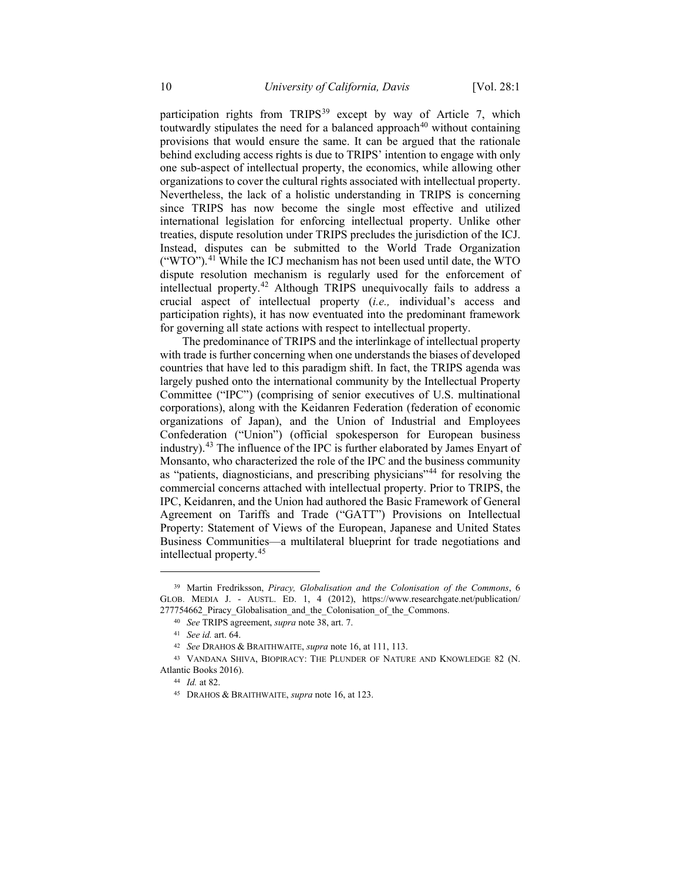participation rights from TRIPS[39] except by way of Article 7, which toutwardly stipulates the need for a balanced approach[40] without containing provisions that would ensure the same. It can be argued that the rationale behind excluding access rights is due to TRIPS' intention to engage with only one sub-aspect of intellectual property, the economics, while allowing other organizations to cover the cultural rights associated with intellectual property. Nevertheless, the lack of a holistic understanding in TRIPS is concerning since TRIPS has now become the single most effective and utilized international legislation for enforcing intellectual property. Unlike other treaties, dispute resolution under TRIPS precludes the jurisdiction of the ICJ. Instead, disputes can be submitted to the World Trade Organization ("WTO").[41] While the ICJ mechanism has not been used until date, the WTO dispute resolution mechanism is regularly used for the enforcement of intellectual property.[42] Although TRIPS unequivocally fails to address a crucial aspect of intellectual property (*i.e.,* individual's access and participation rights), it has now eventuated into the predominant framework for governing all state actions with respect to intellectual property.

The predominance of TRIPS and the interlinkage of intellectual property with trade is further concerning when one understands the biases of developed countries that have led to this paradigm shift. In fact, the TRIPS agenda was largely pushed onto the international community by the Intellectual Property Committee ("IPC") (comprising of senior executives of U.S. multinational corporations), along with the Keidanren Federation (federation of economic organizations of Japan), and the Union of Industrial and Employees Confederation ("Union") (official spokesperson for European business industry).[43] The influence of the IPC is further elaborated by James Enyart of Monsanto, who characterized the role of the IPC and the business community as "patients, diagnosticians, and prescribing physicians"[44] for resolving the commercial concerns attached with intellectual property. Prior to TRIPS, the IPC, Keidanren, and the Union had authored the Basic Framework of General Agreement on Tariffs and Trade ("GATT") Provisions on Intellectual Property: Statement of Views of the European, Japanese and United States Business Communities—a multilateral blueprint for trade negotiations and intellectual property.[45]

---

[39] Martin Fredriksson, *Piracy, Globalisation and the Colonisation of the Commons*, 6 GLOB. MEDIA J. - AUSTL. ED. 1, 4 (2012), https://www.researchgate.net/publication/277754662_Piracy_Globalisation_and_the_Colonisation_of_the_Commons.

[40] *See* TRIPS agreement, *supra* note 38, art. 7.

[41] *See id.* art. 64.

[42] *See* DRAHOS & BRAITHWAITE, *supra* note 16, at 111, 113.

[43] VANDANA SHIVA, BIOPIRACY: THE PLUNDER OF NATURE AND KNOWLEDGE 82 (N. Atlantic Books 2016).

[44] *Id.* at 82.

[45] DRAHOS & BRAITHWAITE, *supra* note 16, at 123.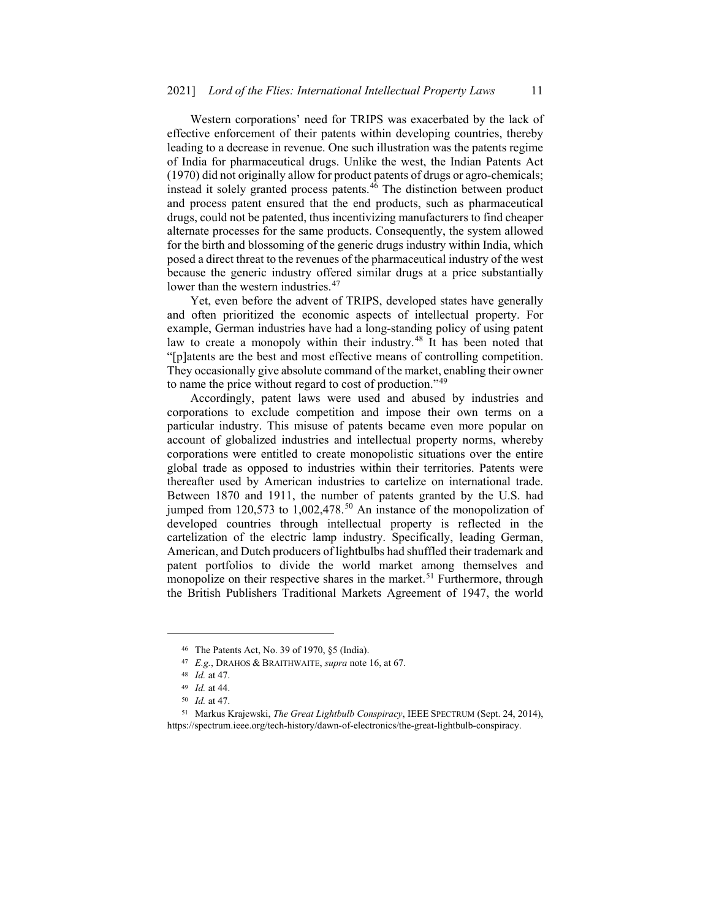Western corporations' need for TRIPS was exacerbated by the lack of effective enforcement of their patents within developing countries, thereby leading to a decrease in revenue. One such illustration was the patents regime of India for pharmaceutical drugs. Unlike the west, the Indian Patents Act (1970) did not originally allow for product patents of drugs or agro-chemicals; instead it solely granted process patents.[46] The distinction between product and process patent ensured that the end products, such as pharmaceutical drugs, could not be patented, thus incentivizing manufacturers to find cheaper alternate processes for the same products. Consequently, the system allowed for the birth and blossoming of the generic drugs industry within India, which posed a direct threat to the revenues of the pharmaceutical industry of the west because the generic industry offered similar drugs at a price substantially lower than the western industries.[47]

Yet, even before the advent of TRIPS, developed states have generally and often prioritized the economic aspects of intellectual property. For example, German industries have had a long-standing policy of using patent law to create a monopoly within their industry.[48] It has been noted that "[p]atents are the best and most effective means of controlling competition. They occasionally give absolute command of the market, enabling their owner to name the price without regard to cost of production."[49]

Accordingly, patent laws were used and abused by industries and corporations to exclude competition and impose their own terms on a particular industry. This misuse of patents became even more popular on account of globalized industries and intellectual property norms, whereby corporations were entitled to create monopolistic situations over the entire global trade as opposed to industries within their territories. Patents were thereafter used by American industries to cartelize on international trade. Between 1870 and 1911, the number of patents granted by the U.S. had jumped from 120,573 to 1,002,478.[50] An instance of the monopolization of developed countries through intellectual property is reflected in the cartelization of the electric lamp industry. Specifically, leading German, American, and Dutch producers of lightbulbs had shuffled their trademark and patent portfolios to divide the world market among themselves and monopolize on their respective shares in the market.[51] Furthermore, through the British Publishers Traditional Markets Agreement of 1947, the world

---

[46] The Patents Act, No. 39 of 1970, §5 (India).

[47] *E.g.*, DRAHOS & BRAITHWAITE, *supra* note 16, at 67.

[48] *Id.* at 47.

[49] *Id.* at 44.

[50] *Id.* at 47.

[51] Markus Krajewski, *The Great Lightbulb Conspiracy*, IEEE SPECTRUM (Sept. 24, 2014), https://spectrum.ieee.org/tech-history/dawn-of-electronics/the-great-lightbulb-conspiracy.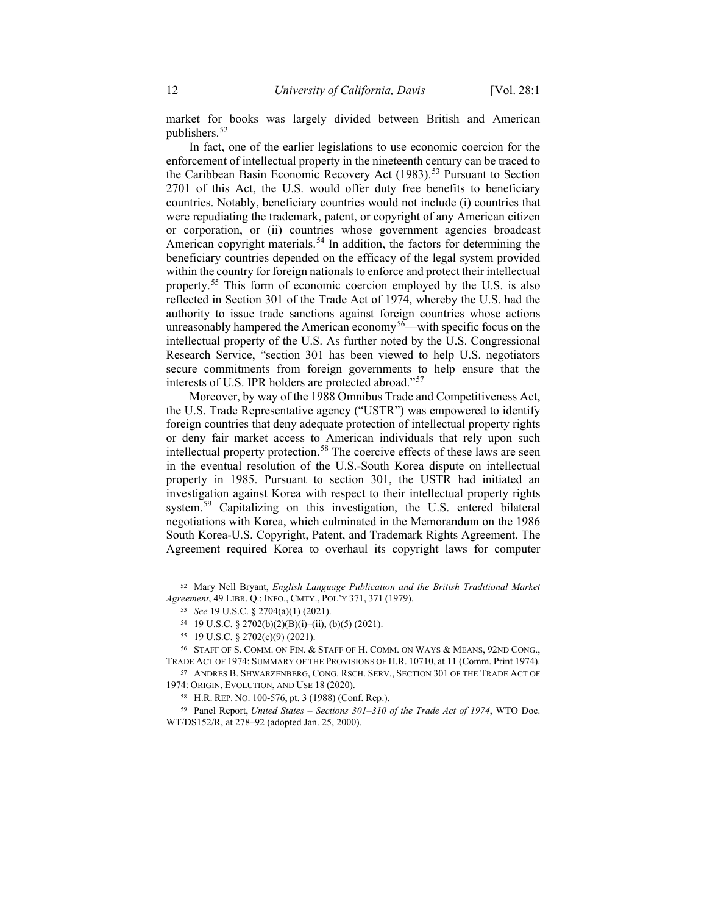market for books was largely divided between British and American publishers.[52]

In fact, one of the earlier legislations to use economic coercion for the enforcement of intellectual property in the nineteenth century can be traced to the Caribbean Basin Economic Recovery Act (1983).[53] Pursuant to Section 2701 of this Act, the U.S. would offer duty free benefits to beneficiary countries. Notably, beneficiary countries would not include (i) countries that were repudiating the trademark, patent, or copyright of any American citizen or corporation, or (ii) countries whose government agencies broadcast American copyright materials.[54] In addition, the factors for determining the beneficiary countries depended on the efficacy of the legal system provided within the country for foreign nationals to enforce and protect their intellectual property.[55] This form of economic coercion employed by the U.S. is also reflected in Section 301 of the Trade Act of 1974, whereby the U.S. had the authority to issue trade sanctions against foreign countries whose actions unreasonably hampered the American economy[56]—with specific focus on the intellectual property of the U.S. As further noted by the U.S. Congressional Research Service, "section 301 has been viewed to help U.S. negotiators secure commitments from foreign governments to help ensure that the interests of U.S. IPR holders are protected abroad."[57]

Moreover, by way of the 1988 Omnibus Trade and Competitiveness Act, the U.S. Trade Representative agency ("USTR") was empowered to identify foreign countries that deny adequate protection of intellectual property rights or deny fair market access to American individuals that rely upon such intellectual property protection.[58] The coercive effects of these laws are seen in the eventual resolution of the U.S.-South Korea dispute on intellectual property in 1985. Pursuant to section 301, the USTR had initiated an investigation against Korea with respect to their intellectual property rights system.[59] Capitalizing on this investigation, the U.S. entered bilateral negotiations with Korea, which culminated in the Memorandum on the 1986 South Korea-U.S. Copyright, Patent, and Trademark Rights Agreement. The Agreement required Korea to overhaul its copyright laws for computer

---

[52] Mary Nell Bryant, *English Language Publication and the British Traditional Market Agreement*, 49 LIBR. Q.: INFO., CMTY., POL'Y 371, 371 (1979).

[53] *See* 19 U.S.C. § 2704(a)(1) (2021).

[54] 19 U.S.C. § 2702(b)(2)(B)(i)–(ii), (b)(5) (2021).

[55] 19 U.S.C. § 2702(c)(9) (2021).

[56] STAFF OF S. COMM. ON FIN. & STAFF OF H. COMM. ON WAYS & MEANS, 92ND CONG., TRADE ACT OF 1974: SUMMARY OF THE PROVISIONS OF H.R. 10710, at 11 (Comm. Print 1974).

[57] ANDRES B. SHWARZENBERG, CONG. RSCH. SERV., SECTION 301 OF THE TRADE ACT OF 1974: ORIGIN, EVOLUTION, AND USE 18 (2020).

[58] H.R. REP. NO. 100-576, pt. 3 (1988) (Conf. Rep.).

[59] Panel Report, *United States – Sections 301–310 of the Trade Act of 1974*, WTO Doc. WT/DS152/R, at 278–92 (adopted Jan. 25, 2000).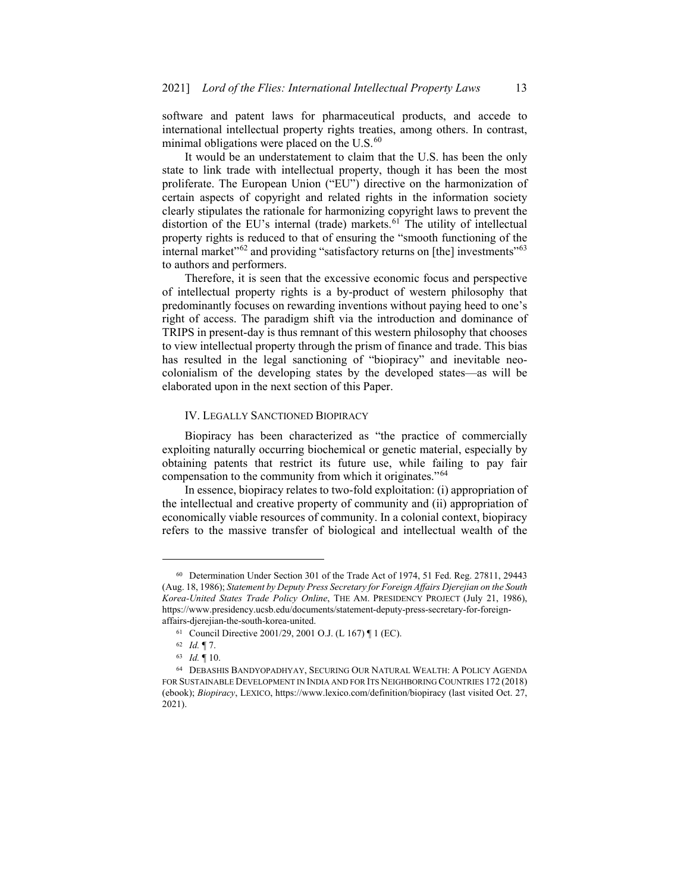software and patent laws for pharmaceutical products, and accede to international intellectual property rights treaties, among others. In contrast, minimal obligations were placed on the U.S.[60]

It would be an understatement to claim that the U.S. has been the only state to link trade with intellectual property, though it has been the most proliferate. The European Union ("EU") directive on the harmonization of certain aspects of copyright and related rights in the information society clearly stipulates the rationale for harmonizing copyright laws to prevent the distortion of the EU's internal (trade) markets.[61] The utility of intellectual property rights is reduced to that of ensuring the "smooth functioning of the internal market"[62] and providing "satisfactory returns on [the] investments"[63] to authors and performers.

Therefore, it is seen that the excessive economic focus and perspective of intellectual property rights is a by-product of western philosophy that predominantly focuses on rewarding inventions without paying heed to one's right of access. The paradigm shift via the introduction and dominance of TRIPS in present-day is thus remnant of this western philosophy that chooses to view intellectual property through the prism of finance and trade. This bias has resulted in the legal sanctioning of "biopiracy" and inevitable neo-colonialism of the developing states by the developed states—as will be elaborated upon in the next section of this Paper.

## IV. Legally Sanctioned Biopiracy

Biopiracy has been characterized as "the practice of commercially exploiting naturally occurring biochemical or genetic material, especially by obtaining patents that restrict its future use, while failing to pay fair compensation to the community from which it originates."[64]

In essence, biopiracy relates to two-fold exploitation: (i) appropriation of the intellectual and creative property of community and (ii) appropriation of economically viable resources of community. In a colonial context, biopiracy refers to the massive transfer of biological and intellectual wealth of the

---

[60] Determination Under Section 301 of the Trade Act of 1974, 51 Fed. Reg. 27811, 29443 (Aug. 18, 1986); *Statement by Deputy Press Secretary for Foreign Affairs Djerejian on the South Korea-United States Trade Policy Online*, The Am. Presidency Project (July 21, 1986), https://www.presidency.ucsb.edu/documents/statement-deputy-press-secretary-for-foreign-affairs-djerejian-the-south-korea-united.

[61] Council Directive 2001/29, 2001 O.J. (L 167) ¶ 1 (EC).

[62] *Id.* ¶ 7.

[63] *Id.* ¶ 10.

[64] Debashis Bandyopadhyay, Securing Our Natural Wealth: A Policy Agenda for Sustainable Development in India and for Its Neighboring Countries 172 (2018) (ebook); *Biopiracy*, Lexico, https://www.lexico.com/definition/biopiracy (last visited Oct. 27, 2021).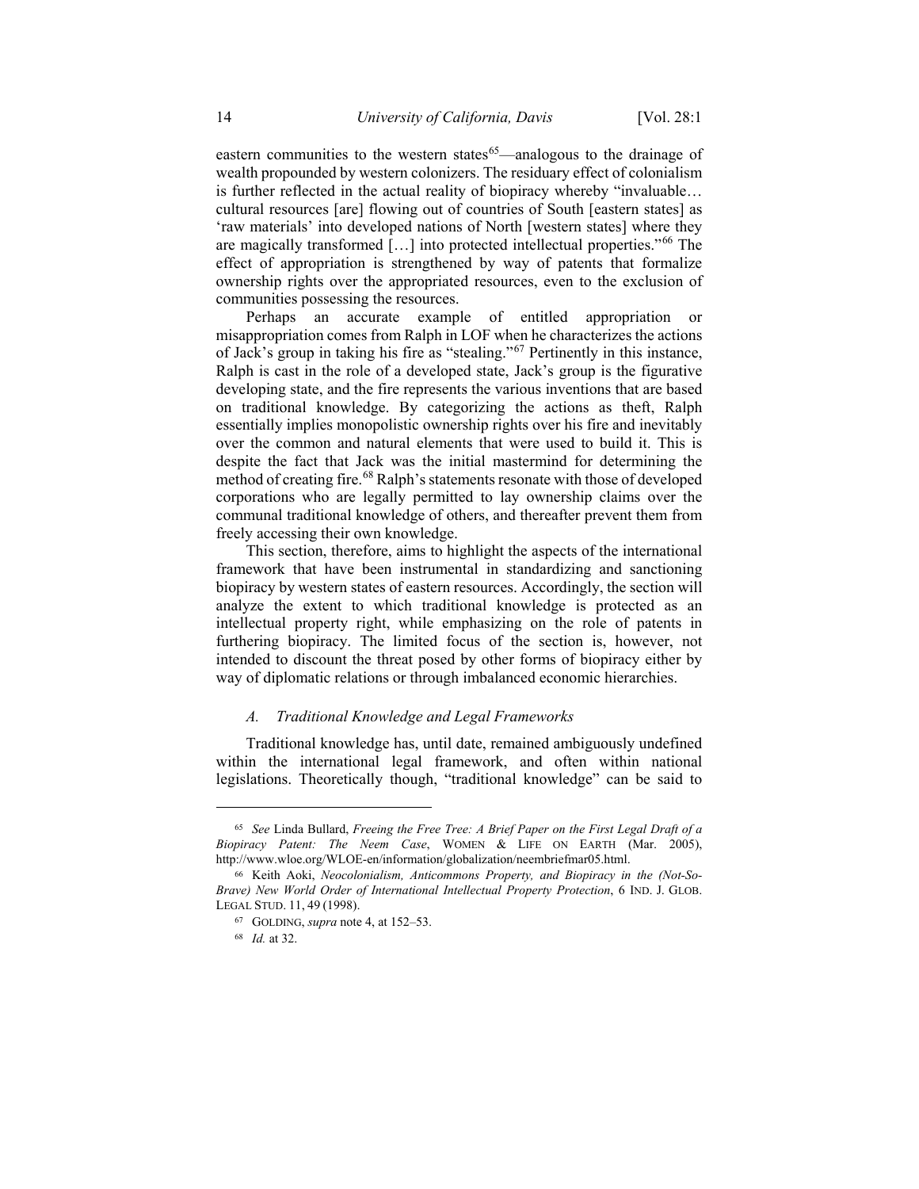eastern communities to the western states[65]—analogous to the drainage of wealth propounded by western colonizers. The residuary effect of colonialism is further reflected in the actual reality of biopiracy whereby "invaluable… cultural resources [are] flowing out of countries of South [eastern states] as 'raw materials' into developed nations of North [western states] where they are magically transformed […] into protected intellectual properties."[66] The effect of appropriation is strengthened by way of patents that formalize ownership rights over the appropriated resources, even to the exclusion of communities possessing the resources.

Perhaps an accurate example of entitled appropriation or misappropriation comes from Ralph in LOF when he characterizes the actions of Jack's group in taking his fire as "stealing."[67] Pertinently in this instance, Ralph is cast in the role of a developed state, Jack's group is the figurative developing state, and the fire represents the various inventions that are based on traditional knowledge. By categorizing the actions as theft, Ralph essentially implies monopolistic ownership rights over his fire and inevitably over the common and natural elements that were used to build it. This is despite the fact that Jack was the initial mastermind for determining the method of creating fire.[68] Ralph's statements resonate with those of developed corporations who are legally permitted to lay ownership claims over the communal traditional knowledge of others, and thereafter prevent them from freely accessing their own knowledge.

This section, therefore, aims to highlight the aspects of the international framework that have been instrumental in standardizing and sanctioning biopiracy by western states of eastern resources. Accordingly, the section will analyze the extent to which traditional knowledge is protected as an intellectual property right, while emphasizing on the role of patents in furthering biopiracy. The limited focus of the section is, however, not intended to discount the threat posed by other forms of biopiracy either by way of diplomatic relations or through imbalanced economic hierarchies.

### *A. Traditional Knowledge and Legal Frameworks*

Traditional knowledge has, until date, remained ambiguously undefined within the international legal framework, and often within national legislations. Theoretically though, "traditional knowledge" can be said to

---

[65] *See* Linda Bullard, *Freeing the Free Tree: A Brief Paper on the First Legal Draft of a Biopiracy Patent: The Neem Case*, WOMEN & LIFE ON EARTH (Mar. 2005), http://www.wloe.org/WLOE-en/information/globalization/neembriefmar05.html.

[66] Keith Aoki, *Neocolonialism, Anticommons Property, and Biopiracy in the (Not-So-Brave) New World Order of International Intellectual Property Protection*, 6 IND. J. GLOB. LEGAL STUD. 11, 49 (1998).

[67] GOLDING, *supra* note 4, at 152–53.

[68] *Id.* at 32.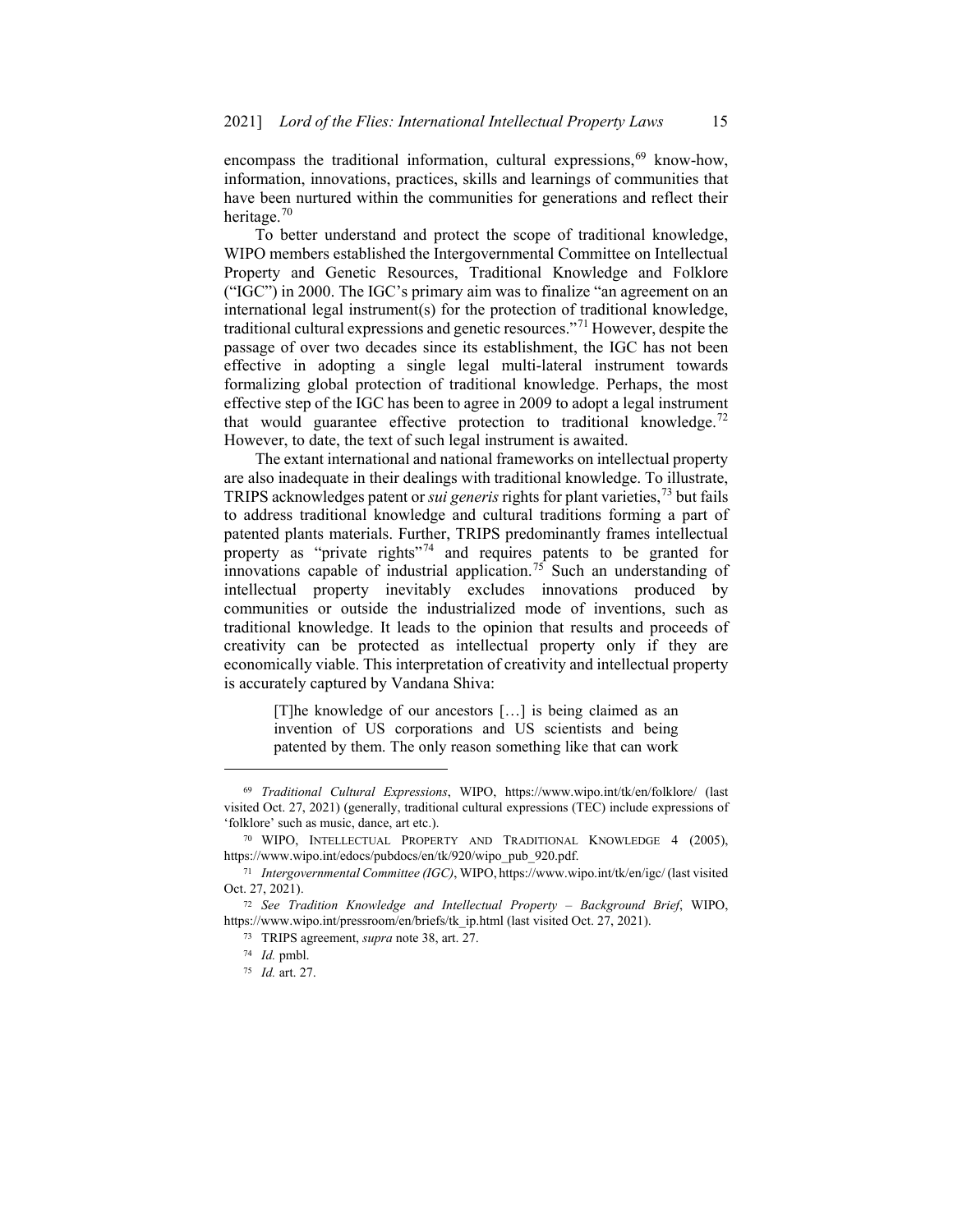encompass the traditional information, cultural expressions,[69] know-how, information, innovations, practices, skills and learnings of communities that have been nurtured within the communities for generations and reflect their heritage.[70]

To better understand and protect the scope of traditional knowledge, WIPO members established the Intergovernmental Committee on Intellectual Property and Genetic Resources, Traditional Knowledge and Folklore ("IGC") in 2000. The IGC's primary aim was to finalize "an agreement on an international legal instrument(s) for the protection of traditional knowledge, traditional cultural expressions and genetic resources."[71] However, despite the passage of over two decades since its establishment, the IGC has not been effective in adopting a single legal multi-lateral instrument towards formalizing global protection of traditional knowledge. Perhaps, the most effective step of the IGC has been to agree in 2009 to adopt a legal instrument that would guarantee effective protection to traditional knowledge.[72] However, to date, the text of such legal instrument is awaited.

The extant international and national frameworks on intellectual property are also inadequate in their dealings with traditional knowledge. To illustrate, TRIPS acknowledges patent or *sui generis* rights for plant varieties,[73] but fails to address traditional knowledge and cultural traditions forming a part of patented plants materials. Further, TRIPS predominantly frames intellectual property as "private rights"[74] and requires patents to be granted for innovations capable of industrial application.[75] Such an understanding of intellectual property inevitably excludes innovations produced by communities or outside the industrialized mode of inventions, such as traditional knowledge. It leads to the opinion that results and proceeds of creativity can be protected as intellectual property only if they are economically viable. This interpretation of creativity and intellectual property is accurately captured by Vandana Shiva:

> [T]he knowledge of our ancestors […] is being claimed as an invention of US corporations and US scientists and being patented by them. The only reason something like that can work

---

[69] *Traditional Cultural Expressions*, WIPO, https://www.wipo.int/tk/en/folklore/ (last visited Oct. 27, 2021) (generally, traditional cultural expressions (TEC) include expressions of 'folklore' such as music, dance, art etc.).

[70] WIPO, INTELLECTUAL PROPERTY AND TRADITIONAL KNOWLEDGE 4 (2005), https://www.wipo.int/edocs/pubdocs/en/tk/920/wipo_pub_920.pdf.

[71] *Intergovernmental Committee (IGC)*, WIPO, https://www.wipo.int/tk/en/igc/ (last visited Oct. 27, 2021).

[72] *See Tradition Knowledge and Intellectual Property – Background Brief*, WIPO, https://www.wipo.int/pressroom/en/briefs/tk_ip.html (last visited Oct. 27, 2021).

[73] TRIPS agreement, *supra* note 38, art. 27.

[74] *Id.* pmbl.

[75] *Id.* art. 27.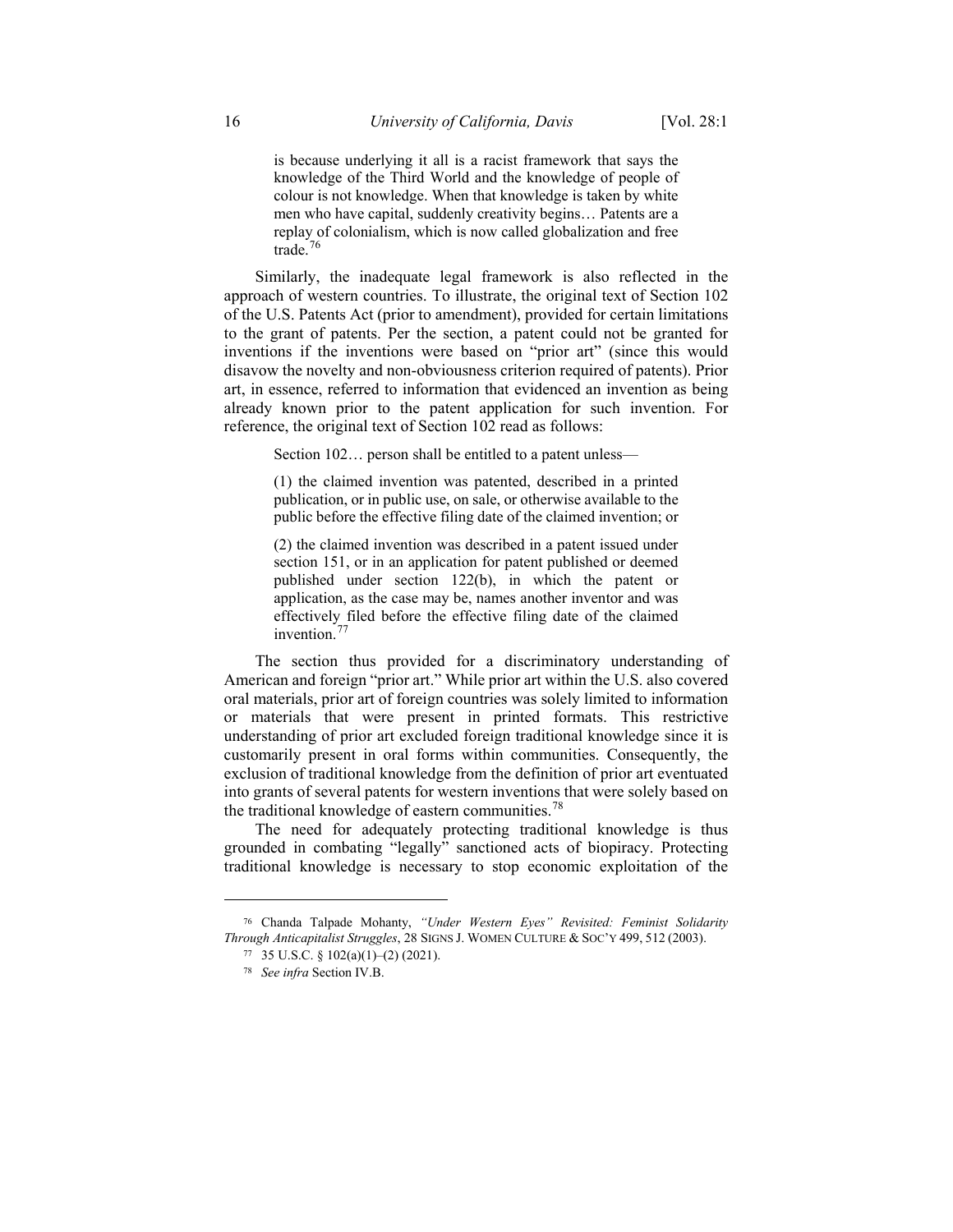> is because underlying it all is a racist framework that says the knowledge of the Third World and the knowledge of people of colour is not knowledge. When that knowledge is taken by white men who have capital, suddenly creativity begins… Patents are a replay of colonialism, which is now called globalization and free trade.[76]

Similarly, the inadequate legal framework is also reflected in the approach of western countries. To illustrate, the original text of Section 102 of the U.S. Patents Act (prior to amendment), provided for certain limitations to the grant of patents. Per the section, a patent could not be granted for inventions if the inventions were based on "prior art" (since this would disavow the novelty and non-obviousness criterion required of patents). Prior art, in essence, referred to information that evidenced an invention as being already known prior to the patent application for such invention. For reference, the original text of Section 102 read as follows:

> Section 102… person shall be entitled to a patent unless—
>
> (1) the claimed invention was patented, described in a printed publication, or in public use, on sale, or otherwise available to the public before the effective filing date of the claimed invention; or
>
> (2) the claimed invention was described in a patent issued under section 151, or in an application for patent published or deemed published under section 122(b), in which the patent or application, as the case may be, names another inventor and was effectively filed before the effective filing date of the claimed invention.[77]

The section thus provided for a discriminatory understanding of American and foreign "prior art." While prior art within the U.S. also covered oral materials, prior art of foreign countries was solely limited to information or materials that were present in printed formats. This restrictive understanding of prior art excluded foreign traditional knowledge since it is customarily present in oral forms within communities. Consequently, the exclusion of traditional knowledge from the definition of prior art eventuated into grants of several patents for western inventions that were solely based on the traditional knowledge of eastern communities.[78]

The need for adequately protecting traditional knowledge is thus grounded in combating "legally" sanctioned acts of biopiracy. Protecting traditional knowledge is necessary to stop economic exploitation of the

---

[76] Chanda Talpade Mohanty, *"Under Western Eyes" Revisited: Feminist Solidarity Through Anticapitalist Struggles*, 28 SIGNS J. WOMEN CULTURE & SOC'Y 499, 512 (2003).

[77] 35 U.S.C. § 102(a)(1)–(2) (2021).

[78] *See infra* Section IV.B.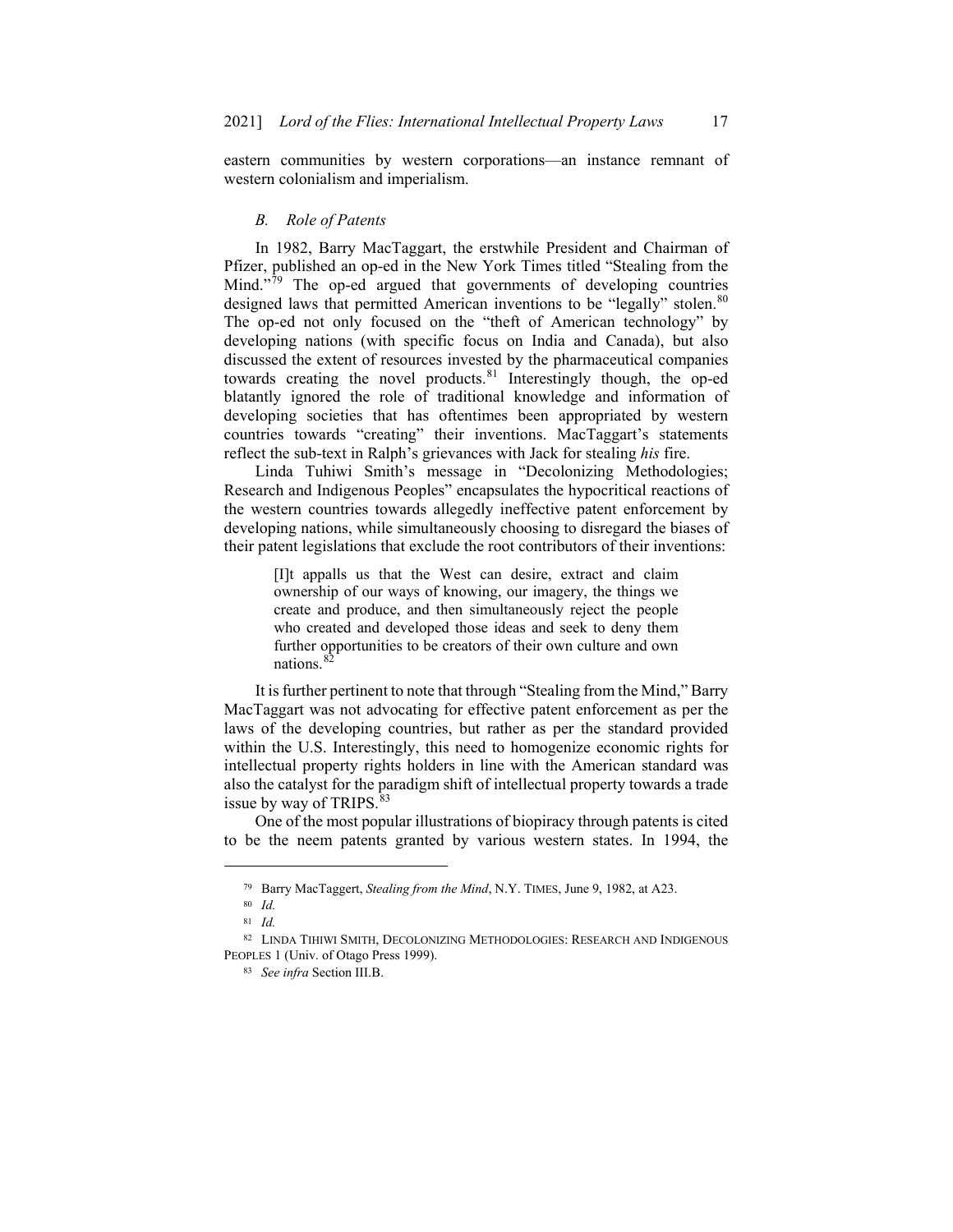eastern communities by western corporations—an instance remnant of western colonialism and imperialism.

### *B. Role of Patents*

In 1982, Barry MacTaggart, the erstwhile President and Chairman of Pfizer, published an op-ed in the New York Times titled "Stealing from the Mind."[79] The op-ed argued that governments of developing countries designed laws that permitted American inventions to be "legally" stolen.[80] The op-ed not only focused on the "theft of American technology" by developing nations (with specific focus on India and Canada), but also discussed the extent of resources invested by the pharmaceutical companies towards creating the novel products.[81] Interestingly though, the op-ed blatantly ignored the role of traditional knowledge and information of developing societies that has oftentimes been appropriated by western countries towards "creating" their inventions. MacTaggart's statements reflect the sub-text in Ralph's grievances with Jack for stealing *his* fire.

Linda Tuhiwi Smith's message in "Decolonizing Methodologies; Research and Indigenous Peoples" encapsulates the hypocritical reactions of the western countries towards allegedly ineffective patent enforcement by developing nations, while simultaneously choosing to disregard the biases of their patent legislations that exclude the root contributors of their inventions:

> [I]t appalls us that the West can desire, extract and claim ownership of our ways of knowing, our imagery, the things we create and produce, and then simultaneously reject the people who created and developed those ideas and seek to deny them further opportunities to be creators of their own culture and own nations.[82]

It is further pertinent to note that through "Stealing from the Mind," Barry MacTaggart was not advocating for effective patent enforcement as per the laws of the developing countries, but rather as per the standard provided within the U.S. Interestingly, this need to homogenize economic rights for intellectual property rights holders in line with the American standard was also the catalyst for the paradigm shift of intellectual property towards a trade issue by way of TRIPS.[83]

One of the most popular illustrations of biopiracy through patents is cited to be the neem patents granted by various western states. In 1994, the

---

[79] Barry MacTaggert, *Stealing from the Mind*, N.Y. TIMES, June 9, 1982, at A23.

[80] *Id.*

[81] *Id.*

[82] LINDA TIHIWI SMITH, DECOLONIZING METHODOLOGIES: RESEARCH AND INDIGENOUS PEOPLES 1 (Univ. of Otago Press 1999).

[83] *See infra* Section III.B.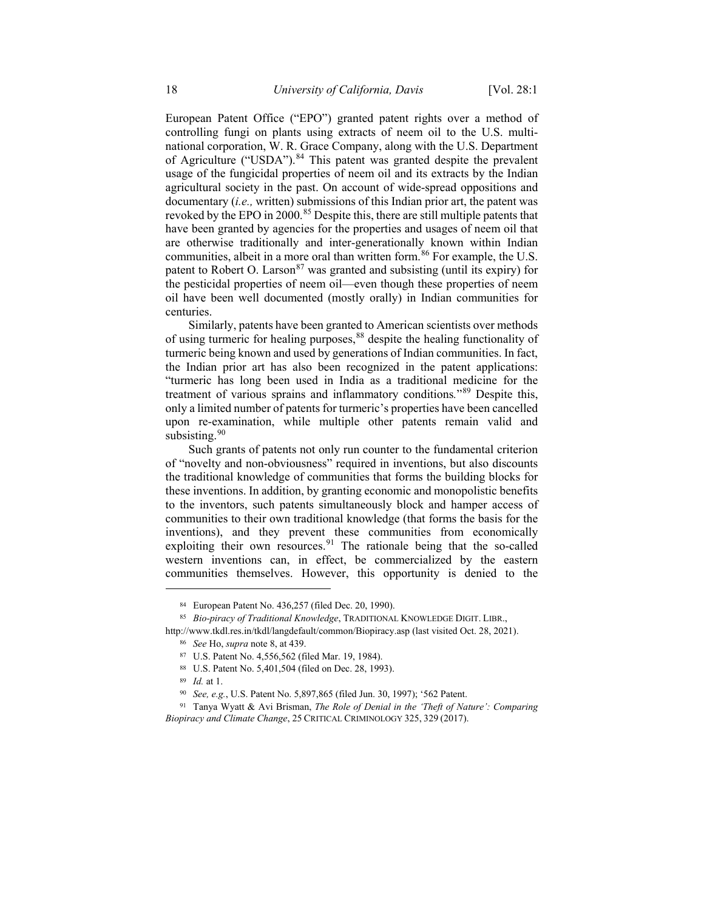European Patent Office ("EPO") granted patent rights over a method of controlling fungi on plants using extracts of neem oil to the U.S. multinational corporation, W. R. Grace Company, along with the U.S. Department of Agriculture ("USDA").[84] This patent was granted despite the prevalent usage of the fungicidal properties of neem oil and its extracts by the Indian agricultural society in the past. On account of wide-spread oppositions and documentary (*i.e.,* written) submissions of this Indian prior art, the patent was revoked by the EPO in 2000.[85] Despite this, there are still multiple patents that have been granted by agencies for the properties and usages of neem oil that are otherwise traditionally and inter-generationally known within Indian communities, albeit in a more oral than written form.[86] For example, the U.S. patent to Robert O. Larson[87] was granted and subsisting (until its expiry) for the pesticidal properties of neem oil—even though these properties of neem oil have been well documented (mostly orally) in Indian communities for centuries.

Similarly, patents have been granted to American scientists over methods of using turmeric for healing purposes,[88] despite the healing functionality of turmeric being known and used by generations of Indian communities. In fact, the Indian prior art has also been recognized in the patent applications: "turmeric has long been used in India as a traditional medicine for the treatment of various sprains and inflammatory conditions."[89] Despite this, only a limited number of patents for turmeric's properties have been cancelled upon re-examination, while multiple other patents remain valid and subsisting.[90]

Such grants of patents not only run counter to the fundamental criterion of "novelty and non-obviousness" required in inventions, but also discounts the traditional knowledge of communities that forms the building blocks for these inventions. In addition, by granting economic and monopolistic benefits to the inventors, such patents simultaneously block and hamper access of communities to their own traditional knowledge (that forms the basis for the inventions), and they prevent these communities from economically exploiting their own resources.[91] The rationale being that the so-called western inventions can, in effect, be commercialized by the eastern communities themselves. However, this opportunity is denied to the

---

[84] European Patent No. 436,257 (filed Dec. 20, 1990).

[85] *Bio-piracy of Traditional Knowledge*, TRADITIONAL KNOWLEDGE DIGIT. LIBR., http://www.tkdl.res.in/tkdl/langdefault/common/Biopiracy.asp (last visited Oct. 28, 2021).

[86] *See* Ho, *supra* note 8, at 439.

[87] U.S. Patent No. 4,556,562 (filed Mar. 19, 1984).

[88] U.S. Patent No. 5,401,504 (filed on Dec. 28, 1993).

[89] *Id.* at 1.

[90] *See, e.g.*, U.S. Patent No. 5,897,865 (filed Jun. 30, 1997); '562 Patent.

[91] Tanya Wyatt & Avi Brisman, *The Role of Denial in the 'Theft of Nature': Comparing Biopiracy and Climate Change*, 25 CRITICAL CRIMINOLOGY 325, 329 (2017).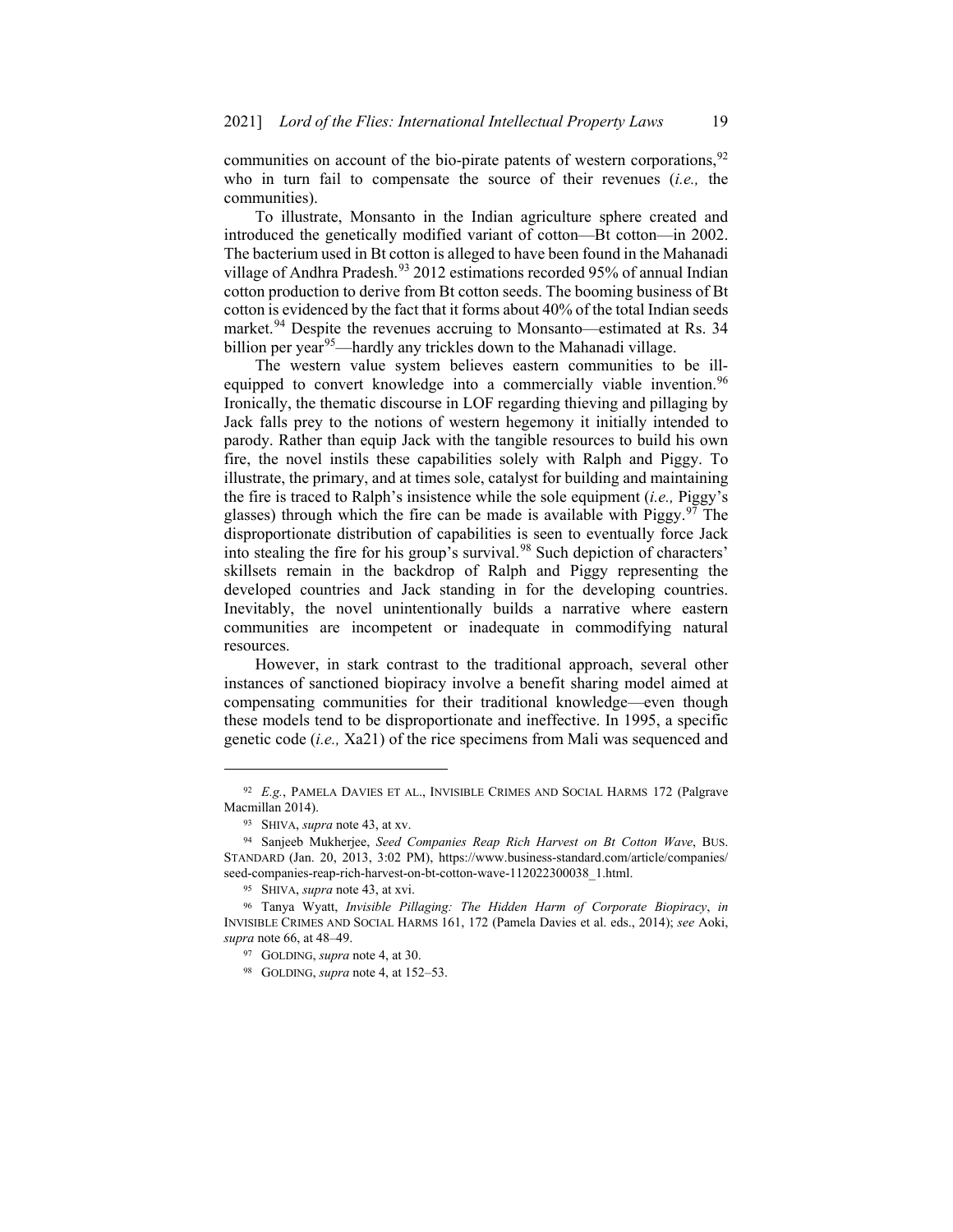communities on account of the bio-pirate patents of western corporations,[92] who in turn fail to compensate the source of their revenues (*i.e.,* the communities).

To illustrate, Monsanto in the Indian agriculture sphere created and introduced the genetically modified variant of cotton—Bt cotton—in 2002. The bacterium used in Bt cotton is alleged to have been found in the Mahanadi village of Andhra Pradesh.[93] 2012 estimations recorded 95% of annual Indian cotton production to derive from Bt cotton seeds. The booming business of Bt cotton is evidenced by the fact that it forms about 40% of the total Indian seeds market.[94] Despite the revenues accruing to Monsanto—estimated at Rs. 34 billion per year[95]—hardly any trickles down to the Mahanadi village.

The western value system believes eastern communities to be ill-equipped to convert knowledge into a commercially viable invention.[96] Ironically, the thematic discourse in LOF regarding thieving and pillaging by Jack falls prey to the notions of western hegemony it initially intended to parody. Rather than equip Jack with the tangible resources to build his own fire, the novel instils these capabilities solely with Ralph and Piggy. To illustrate, the primary, and at times sole, catalyst for building and maintaining the fire is traced to Ralph's insistence while the sole equipment (*i.e.,* Piggy's glasses) through which the fire can be made is available with Piggy.[97] The disproportionate distribution of capabilities is seen to eventually force Jack into stealing the fire for his group's survival.[98] Such depiction of characters' skillsets remain in the backdrop of Ralph and Piggy representing the developed countries and Jack standing in for the developing countries. Inevitably, the novel unintentionally builds a narrative where eastern communities are incompetent or inadequate in commodifying natural resources.

However, in stark contrast to the traditional approach, several other instances of sanctioned biopiracy involve a benefit sharing model aimed at compensating communities for their traditional knowledge—even though these models tend to be disproportionate and ineffective. In 1995, a specific genetic code (*i.e.,* Xa21) of the rice specimens from Mali was sequenced and

---

[92] *E.g.*, PAMELA DAVIES ET AL., INVISIBLE CRIMES AND SOCIAL HARMS 172 (Palgrave Macmillan 2014).

[93] SHIVA, *supra* note 43, at xv.

[94] Sanjeeb Mukherjee, *Seed Companies Reap Rich Harvest on Bt Cotton Wave*, BUS. STANDARD (Jan. 20, 2013, 3:02 PM), https://www.business-standard.com/article/companies/seed-companies-reap-rich-harvest-on-bt-cotton-wave-112022300038_1.html.

[95] SHIVA, *supra* note 43, at xvi.

[96] Tanya Wyatt, *Invisible Pillaging: The Hidden Harm of Corporate Biopiracy*, *in* INVISIBLE CRIMES AND SOCIAL HARMS 161, 172 (Pamela Davies et al. eds., 2014); *see* Aoki, *supra* note 66, at 48–49.

[97] GOLDING, *supra* note 4, at 30.

[98] GOLDING, *supra* note 4, at 152–53.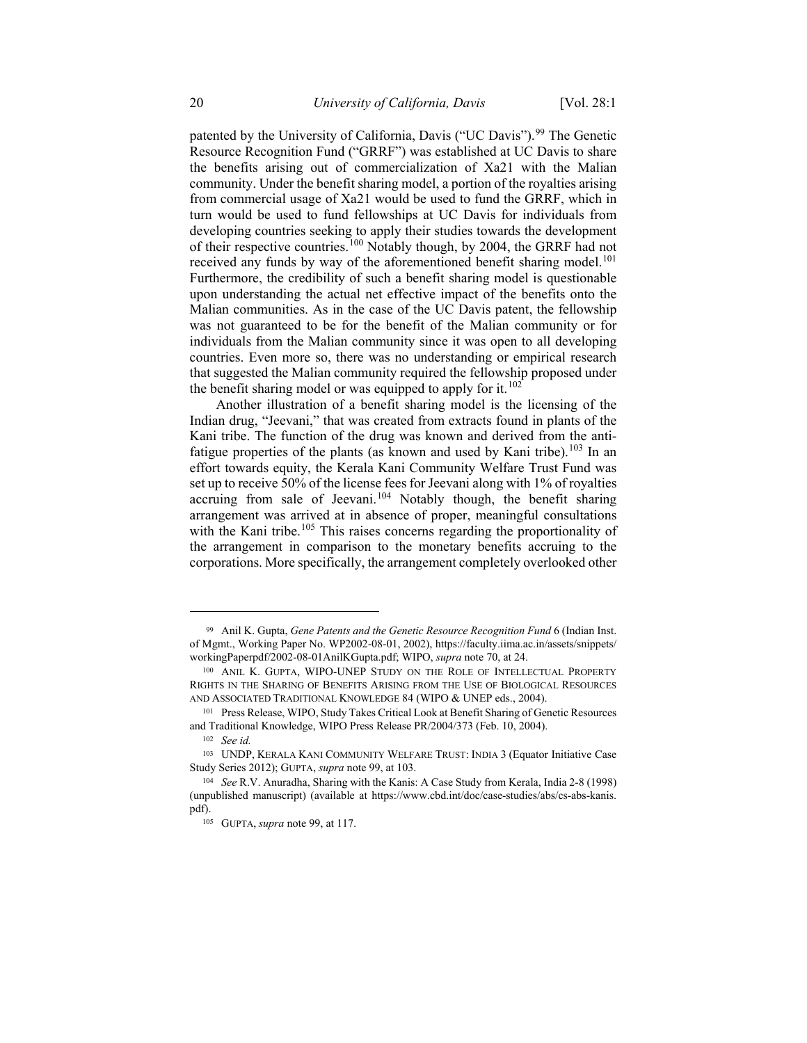patented by the University of California, Davis ("UC Davis").[99] The Genetic Resource Recognition Fund ("GRRF") was established at UC Davis to share the benefits arising out of commercialization of Xa21 with the Malian community. Under the benefit sharing model, a portion of the royalties arising from commercial usage of Xa21 would be used to fund the GRRF, which in turn would be used to fund fellowships at UC Davis for individuals from developing countries seeking to apply their studies towards the development of their respective countries.[100] Notably though, by 2004, the GRRF had not received any funds by way of the aforementioned benefit sharing model.[101] Furthermore, the credibility of such a benefit sharing model is questionable upon understanding the actual net effective impact of the benefits onto the Malian communities. As in the case of the UC Davis patent, the fellowship was not guaranteed to be for the benefit of the Malian community or for individuals from the Malian community since it was open to all developing countries. Even more so, there was no understanding or empirical research that suggested the Malian community required the fellowship proposed under the benefit sharing model or was equipped to apply for it.[102]

Another illustration of a benefit sharing model is the licensing of the Indian drug, "Jeevani," that was created from extracts found in plants of the Kani tribe. The function of the drug was known and derived from the anti-fatigue properties of the plants (as known and used by Kani tribe).[103] In an effort towards equity, the Kerala Kani Community Welfare Trust Fund was set up to receive 50% of the license fees for Jeevani along with 1% of royalties accruing from sale of Jeevani.[104] Notably though, the benefit sharing arrangement was arrived at in absence of proper, meaningful consultations with the Kani tribe.[105] This raises concerns regarding the proportionality of the arrangement in comparison to the monetary benefits accruing to the corporations. More specifically, the arrangement completely overlooked other

---

[99] Anil K. Gupta, *Gene Patents and the Genetic Resource Recognition Fund* 6 (Indian Inst. of Mgmt., Working Paper No. WP2002-08-01, 2002), https://faculty.iima.ac.in/assets/snippets/workingPaperpdf/2002-08-01AnilKGupta.pdf; WIPO, *supra* note 70, at 24.

[100] ANIL K. GUPTA, WIPO-UNEP STUDY ON THE ROLE OF INTELLECTUAL PROPERTY RIGHTS IN THE SHARING OF BENEFITS ARISING FROM THE USE OF BIOLOGICAL RESOURCES AND ASSOCIATED TRADITIONAL KNOWLEDGE 84 (WIPO & UNEP eds., 2004).

[101] Press Release, WIPO, Study Takes Critical Look at Benefit Sharing of Genetic Resources and Traditional Knowledge, WIPO Press Release PR/2004/373 (Feb. 10, 2004).

[102] *See id.*

[103] UNDP, KERALA KANI COMMUNITY WELFARE TRUST: INDIA 3 (Equator Initiative Case Study Series 2012); GUPTA, *supra* note 99, at 103.

[104] *See* R.V. Anuradha, Sharing with the Kanis: A Case Study from Kerala, India 2-8 (1998) (unpublished manuscript) (available at https://www.cbd.int/doc/case-studies/abs/cs-abs-kanis.pdf).

[105] GUPTA, *supra* note 99, at 117.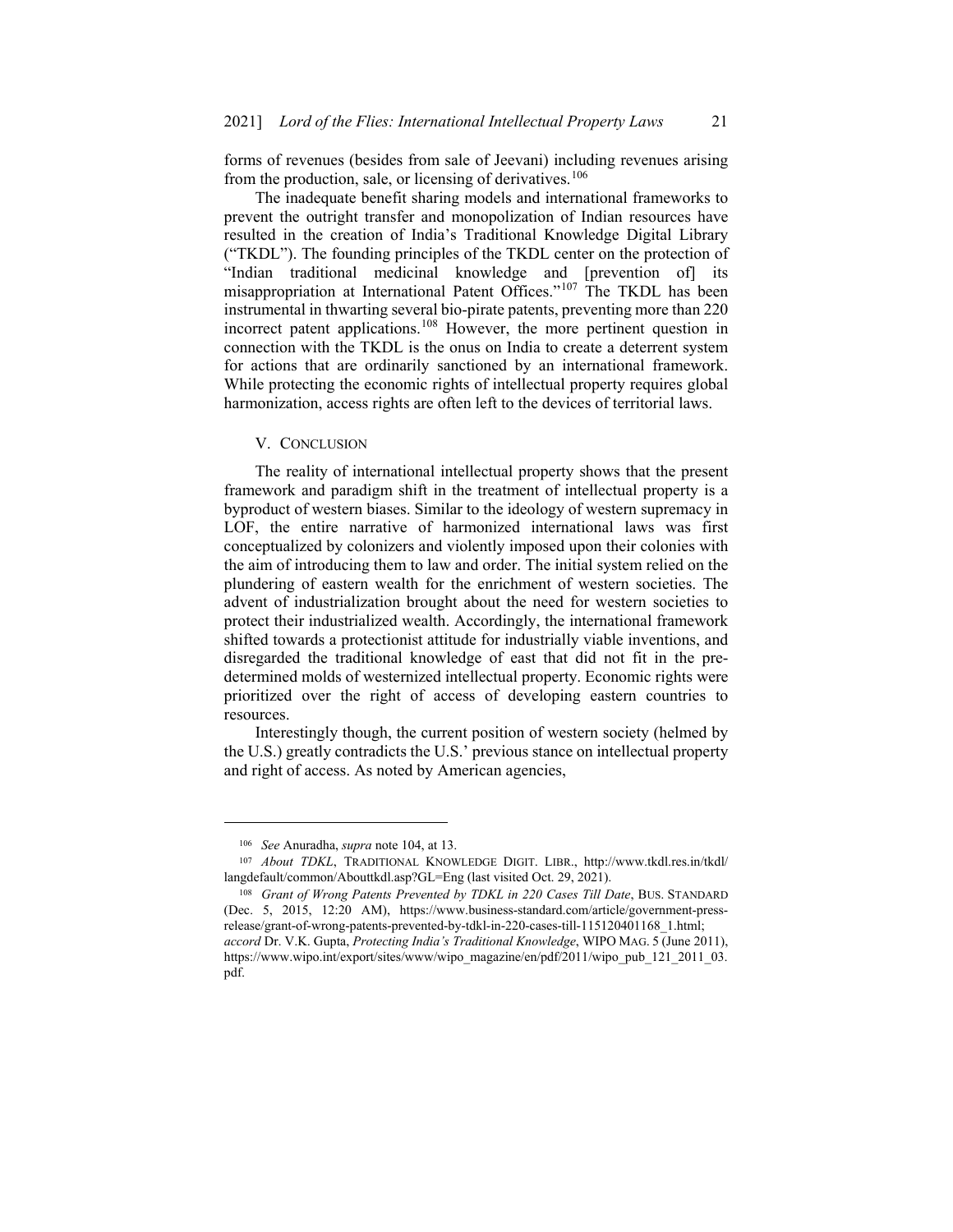forms of revenues (besides from sale of Jeevani) including revenues arising from the production, sale, or licensing of derivatives.[106]

The inadequate benefit sharing models and international frameworks to prevent the outright transfer and monopolization of Indian resources have resulted in the creation of India's Traditional Knowledge Digital Library ("TKDL"). The founding principles of the TKDL center on the protection of "Indian traditional medicinal knowledge and [prevention of] its misappropriation at International Patent Offices."[107] The TKDL has been instrumental in thwarting several bio-pirate patents, preventing more than 220 incorrect patent applications.[108] However, the more pertinent question in connection with the TKDL is the onus on India to create a deterrent system for actions that are ordinarily sanctioned by an international framework. While protecting the economic rights of intellectual property requires global harmonization, access rights are often left to the devices of territorial laws.

## V. CONCLUSION

The reality of international intellectual property shows that the present framework and paradigm shift in the treatment of intellectual property is a byproduct of western biases. Similar to the ideology of western supremacy in LOF, the entire narrative of harmonized international laws was first conceptualized by colonizers and violently imposed upon their colonies with the aim of introducing them to law and order. The initial system relied on the plundering of eastern wealth for the enrichment of western societies. The advent of industrialization brought about the need for western societies to protect their industrialized wealth. Accordingly, the international framework shifted towards a protectionist attitude for industrially viable inventions, and disregarded the traditional knowledge of east that did not fit in the pre-determined molds of westernized intellectual property. Economic rights were prioritized over the right of access of developing eastern countries to resources.

Interestingly though, the current position of western society (helmed by the U.S.) greatly contradicts the U.S.' previous stance on intellectual property and right of access. As noted by American agencies,

---

[106] *See* Anuradha, *supra* note 104, at 13.

[107] *About TDKL*, TRADITIONAL KNOWLEDGE DIGIT. LIBR., http://www.tkdl.res.in/tkdl/langdefault/common/Abouttkdl.asp?GL=Eng (last visited Oct. 29, 2021).

[108] *Grant of Wrong Patents Prevented by TDKL in 220 Cases Till Date*, BUS. STANDARD (Dec. 5, 2015, 12:20 AM), https://www.business-standard.com/article/government-press-release/grant-of-wrong-patents-prevented-by-tdkl-in-220-cases-till-115120401168_1.html; *accord* Dr. V.K. Gupta, *Protecting India's Traditional Knowledge*, WIPO MAG. 5 (June 2011), https://www.wipo.int/export/sites/www/wipo_magazine/en/pdf/2011/wipo_pub_121_2011_03.pdf.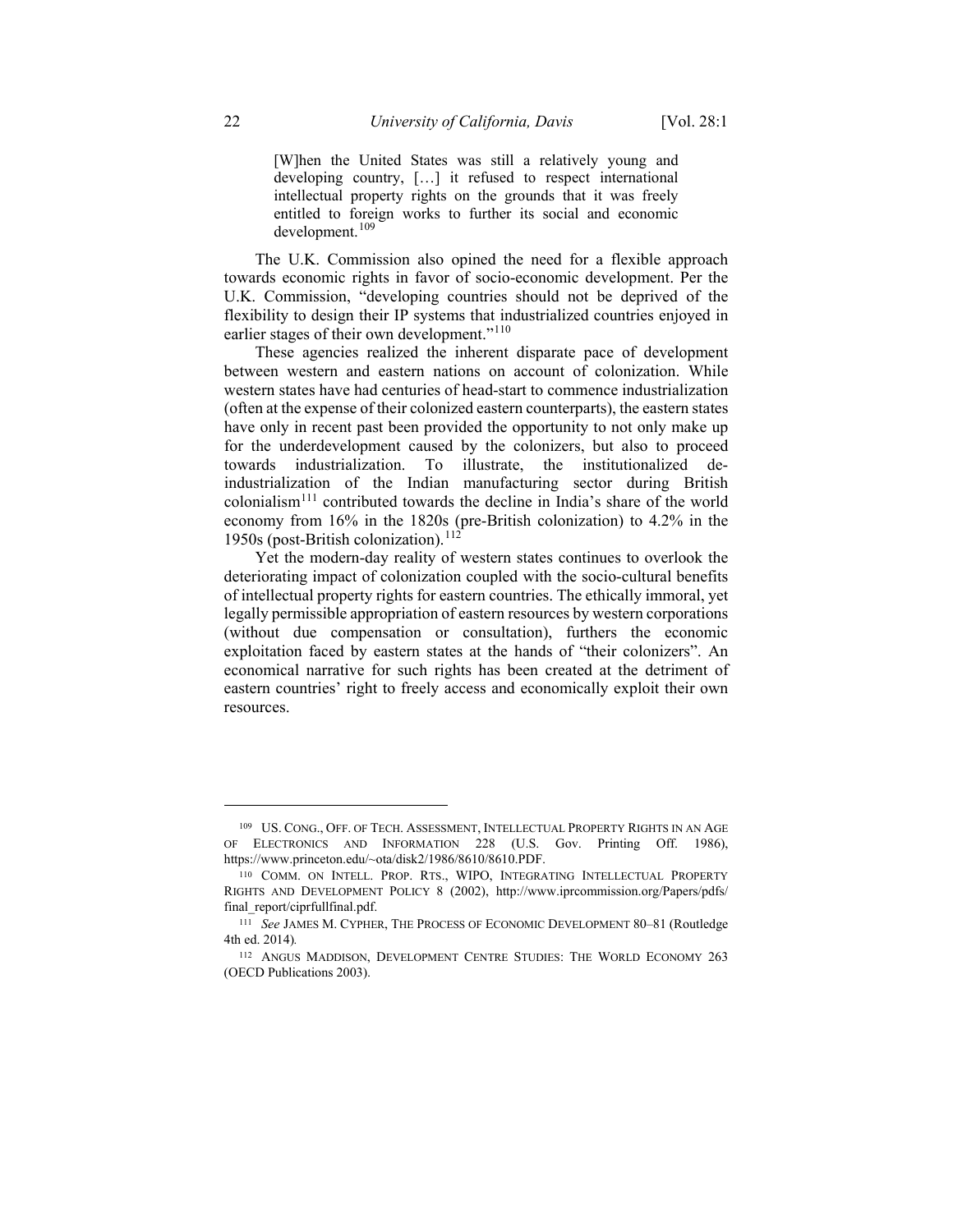> [W]hen the United States was still a relatively young and developing country, […] it refused to respect international intellectual property rights on the grounds that it was freely entitled to foreign works to further its social and economic development.[109]

The U.K. Commission also opined the need for a flexible approach towards economic rights in favor of socio-economic development. Per the U.K. Commission, "developing countries should not be deprived of the flexibility to design their IP systems that industrialized countries enjoyed in earlier stages of their own development."[110]

These agencies realized the inherent disparate pace of development between western and eastern nations on account of colonization. While western states have had centuries of head-start to commence industrialization (often at the expense of their colonized eastern counterparts), the eastern states have only in recent past been provided the opportunity to not only make up for the underdevelopment caused by the colonizers, but also to proceed towards industrialization. To illustrate, the institutionalized de-industrialization of the Indian manufacturing sector during British colonialism[111] contributed towards the decline in India's share of the world economy from 16% in the 1820s (pre-British colonization) to 4.2% in the 1950s (post-British colonization).[112]

Yet the modern-day reality of western states continues to overlook the deteriorating impact of colonization coupled with the socio-cultural benefits of intellectual property rights for eastern countries. The ethically immoral, yet legally permissible appropriation of eastern resources by western corporations (without due compensation or consultation), furthers the economic exploitation faced by eastern states at the hands of "their colonizers". An economical narrative for such rights has been created at the detriment of eastern countries' right to freely access and economically exploit their own resources.

---

[109] US. CONG., OFF. OF TECH. ASSESSMENT, INTELLECTUAL PROPERTY RIGHTS IN AN AGE OF ELECTRONICS AND INFORMATION 228 (U.S. Gov. Printing Off. 1986), https://www.princeton.edu/~ota/disk2/1986/8610/8610.PDF.

[110] COMM. ON INTELL. PROP. RTS., WIPO, INTEGRATING INTELLECTUAL PROPERTY RIGHTS AND DEVELOPMENT POLICY 8 (2002), http://www.iprcommission.org/Papers/pdfs/final_report/ciprfullfinal.pdf.

[111] *See* JAMES M. CYPHER, THE PROCESS OF ECONOMIC DEVELOPMENT 80–81 (Routledge 4th ed. 2014).

[112] ANGUS MADDISON, DEVELOPMENT CENTRE STUDIES: THE WORLD ECONOMY 263 (OECD Publications 2003).